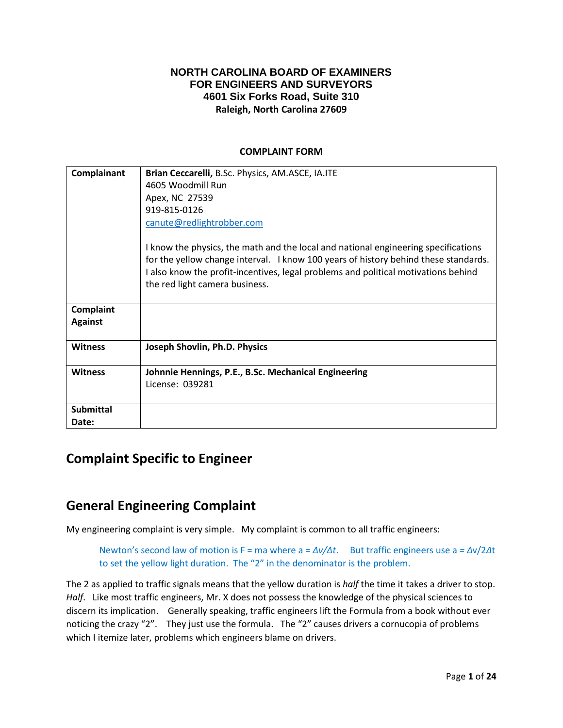**NORTH CAROLINA BOARD OF EXAMINERS**
**FOR ENGINEERS AND SURVEYORS**
**4601 Six Forks Road, Suite 310**
**Raleigh, North Carolina 27609**

**COMPLAINT FORM**

| | |
|---|---|
| **Complainant** | **Brian Ceccarelli,** B.Sc. Physics, AM.ASCE, IA.ITE<br>4605 Woodmill Run<br>Apex, NC 27539<br>919-815-0126<br>canute@redlightrobber.com<br><br>I know the physics, the math and the local and national engineering specifications for the yellow change interval. I know 100 years of history behind these standards. I also know the profit-incentives, legal problems and political motivations behind the red light camera business. |
| **Complaint Against** | |
| **Witness** | **Joseph Shovlin, Ph.D. Physics** |
| **Witness** | **Johnnie Hennings, P.E., B.Sc. Mechanical Engineering**<br>License: 039281 |
| **Submittal Date:** | |

## Complaint Specific to Engineer

## General Engineering Complaint

My engineering complaint is very simple. My complaint is common to all traffic engineers:

> Newton's second law of motion is $F = ma$ where $a = \Delta v/\Delta t$. But traffic engineers use $a = \Delta v/2\Delta t$ to set the yellow light duration. The "2" in the denominator is the problem.

The 2 as applied to traffic signals means that the yellow duration is *half* the time it takes a driver to stop. *Half*. Like most traffic engineers, Mr. X does not possess the knowledge of the physical sciences to discern its implication. Generally speaking, traffic engineers lift the Formula from a book without ever noticing the crazy "2". They just use the formula. The "2" causes drivers a cornucopia of problems which I itemize later, problems which engineers blame on drivers.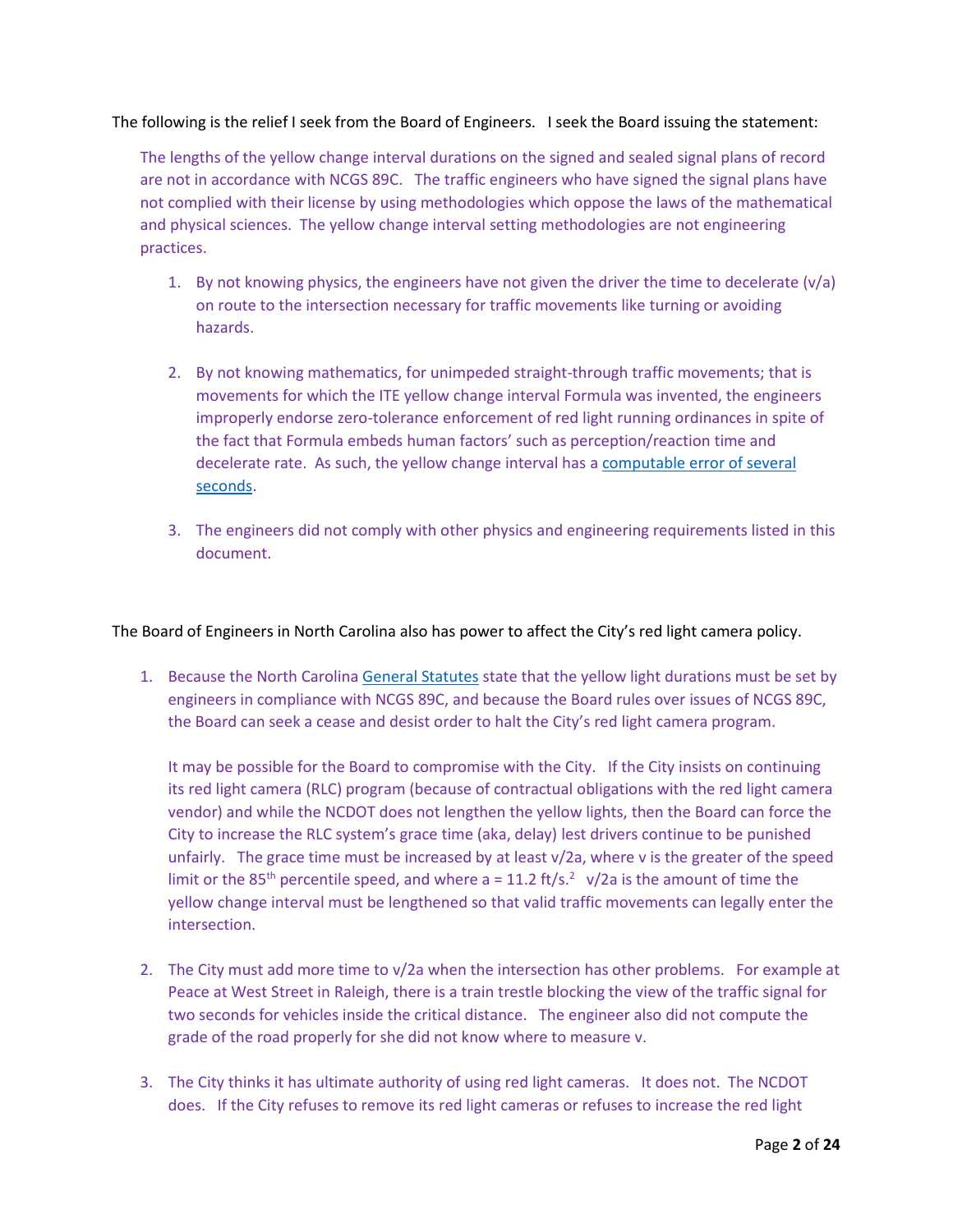The following is the relief I seek from the Board of Engineers. I seek the Board issuing the statement:

> The lengths of the yellow change interval durations on the signed and sealed signal plans of record are not in accordance with NCGS 89C. The traffic engineers who have signed the signal plans have not complied with their license by using methodologies which oppose the laws of the mathematical and physical sciences. The yellow change interval setting methodologies are not engineering practices.
>
> 1. By not knowing physics, the engineers have not given the driver the time to decelerate (v/a) on route to the intersection necessary for traffic movements like turning or avoiding hazards.
>
> 2. By not knowing mathematics, for unimpeded straight-through traffic movements; that is movements for which the ITE yellow change interval Formula was invented, the engineers improperly endorse zero-tolerance enforcement of red light running ordinances in spite of the fact that Formula embeds human factors' such as perception/reaction time and decelerate rate. As such, the yellow change interval has a computable error of several seconds.
>
> 3. The engineers did not comply with other physics and engineering requirements listed in this document.

The Board of Engineers in North Carolina also has power to affect the City's red light camera policy.

1. Because the North Carolina General Statutes state that the yellow light durations must be set by engineers in compliance with NCGS 89C, and because the Board rules over issues of NCGS 89C, the Board can seek a cease and desist order to halt the City's red light camera program.

   It may be possible for the Board to compromise with the City. If the City insists on continuing its red light camera (RLC) program (because of contractual obligations with the red light camera vendor) and while the NCDOT does not lengthen the yellow lights, then the Board can force the City to increase the RLC system's grace time (aka, delay) lest drivers continue to be punished unfairly. The grace time must be increased by at least v/2a, where v is the greater of the speed limit or the 85th percentile speed, and where $a = 11.2 \text{ ft/s}^2$. v/2a is the amount of time the yellow change interval must be lengthened so that valid traffic movements can legally enter the intersection.

2. The City must add more time to v/2a when the intersection has other problems. For example at Peace at West Street in Raleigh, there is a train trestle blocking the view of the traffic signal for two seconds for vehicles inside the critical distance. The engineer also did not compute the grade of the road properly for she did not know where to measure v.

3. The City thinks it has ultimate authority of using red light cameras. It does not. The NCDOT does. If the City refuses to remove its red light cameras or refuses to increase the red light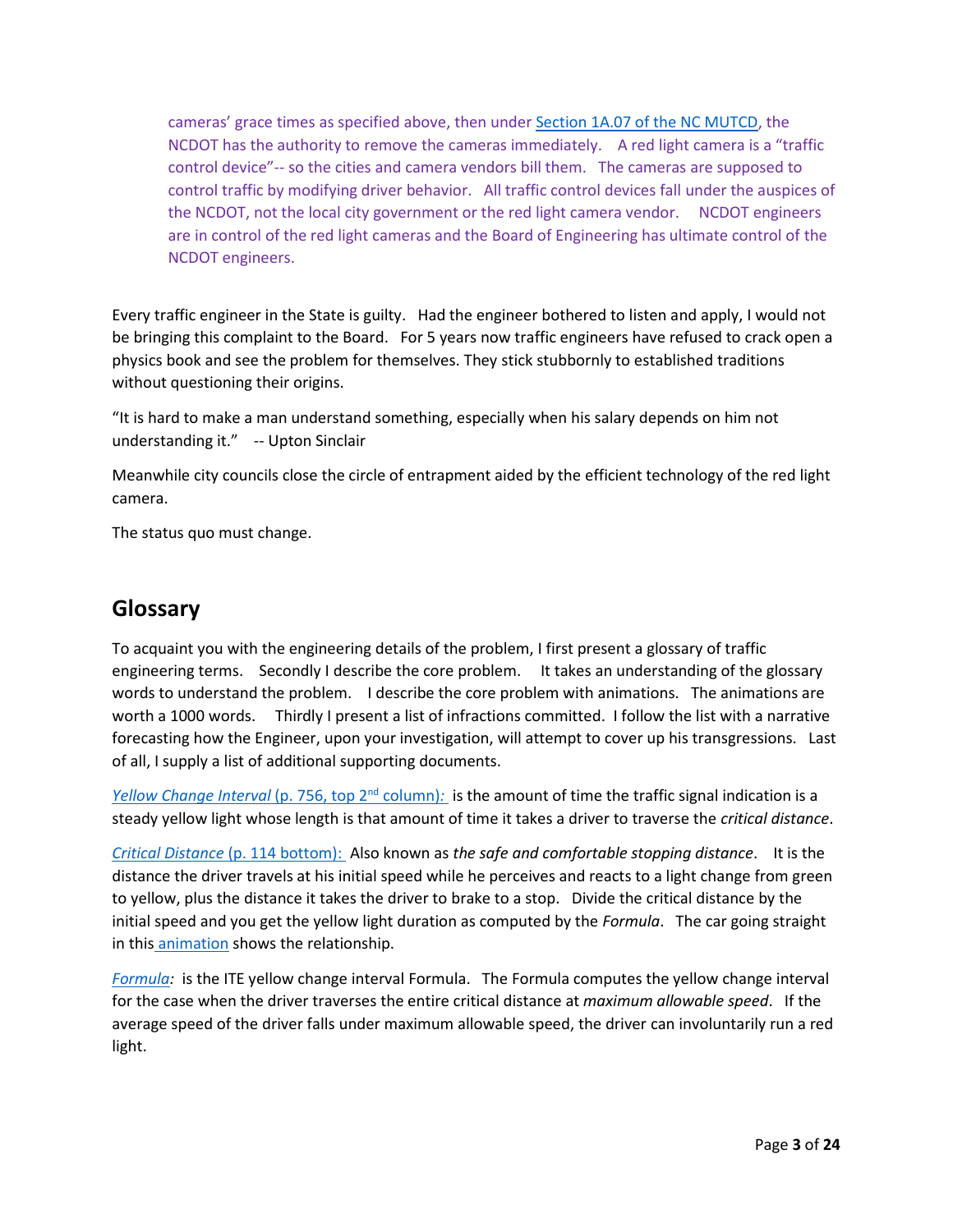> cameras' grace times as specified above, then under [Section 1A.07 of the NC MUTCD](), the NCDOT has the authority to remove the cameras immediately. A red light camera is a "traffic control device"-- so the cities and camera vendors bill them. The cameras are supposed to control traffic by modifying driver behavior. All traffic control devices fall under the auspices of the NCDOT, not the local city government or the red light camera vendor. NCDOT engineers are in control of the red light cameras and the Board of Engineering has ultimate control of the NCDOT engineers.

Every traffic engineer in the State is guilty. Had the engineer bothered to listen and apply, I would not be bringing this complaint to the Board. For 5 years now traffic engineers have refused to crack open a physics book and see the problem for themselves. They stick stubbornly to established traditions without questioning their origins.

"It is hard to make a man understand something, especially when his salary depends on him not understanding it." -- Upton Sinclair

Meanwhile city councils close the circle of entrapment aided by the efficient technology of the red light camera.

The status quo must change.

## Glossary

To acquaint you with the engineering details of the problem, I first present a glossary of traffic engineering terms. Secondly I describe the core problem. It takes an understanding of the glossary words to understand the problem. I describe the core problem with animations. The animations are worth a 1000 words. Thirdly I present a list of infractions committed. I follow the list with a narrative forecasting how the Engineer, upon your investigation, will attempt to cover up his transgressions. Last of all, I supply a list of additional supporting documents.

*Yellow Change Interval* (p. 756, top 2nd column): is the amount of time the traffic signal indication is a steady yellow light whose length is that amount of time it takes a driver to traverse the *critical distance*.

*Critical Distance* (p. 114 bottom): Also known as *the safe and comfortable stopping distance*. It is the distance the driver travels at his initial speed while he perceives and reacts to a light change from green to yellow, plus the distance it takes the driver to brake to a stop. Divide the critical distance by the initial speed and you get the yellow light duration as computed by the *Formula*. The car going straight in this animation shows the relationship.

*Formula*: is the ITE yellow change interval Formula. The Formula computes the yellow change interval for the case when the driver traverses the entire critical distance at *maximum allowable speed*. If the average speed of the driver falls under maximum allowable speed, the driver can involuntarily run a red light.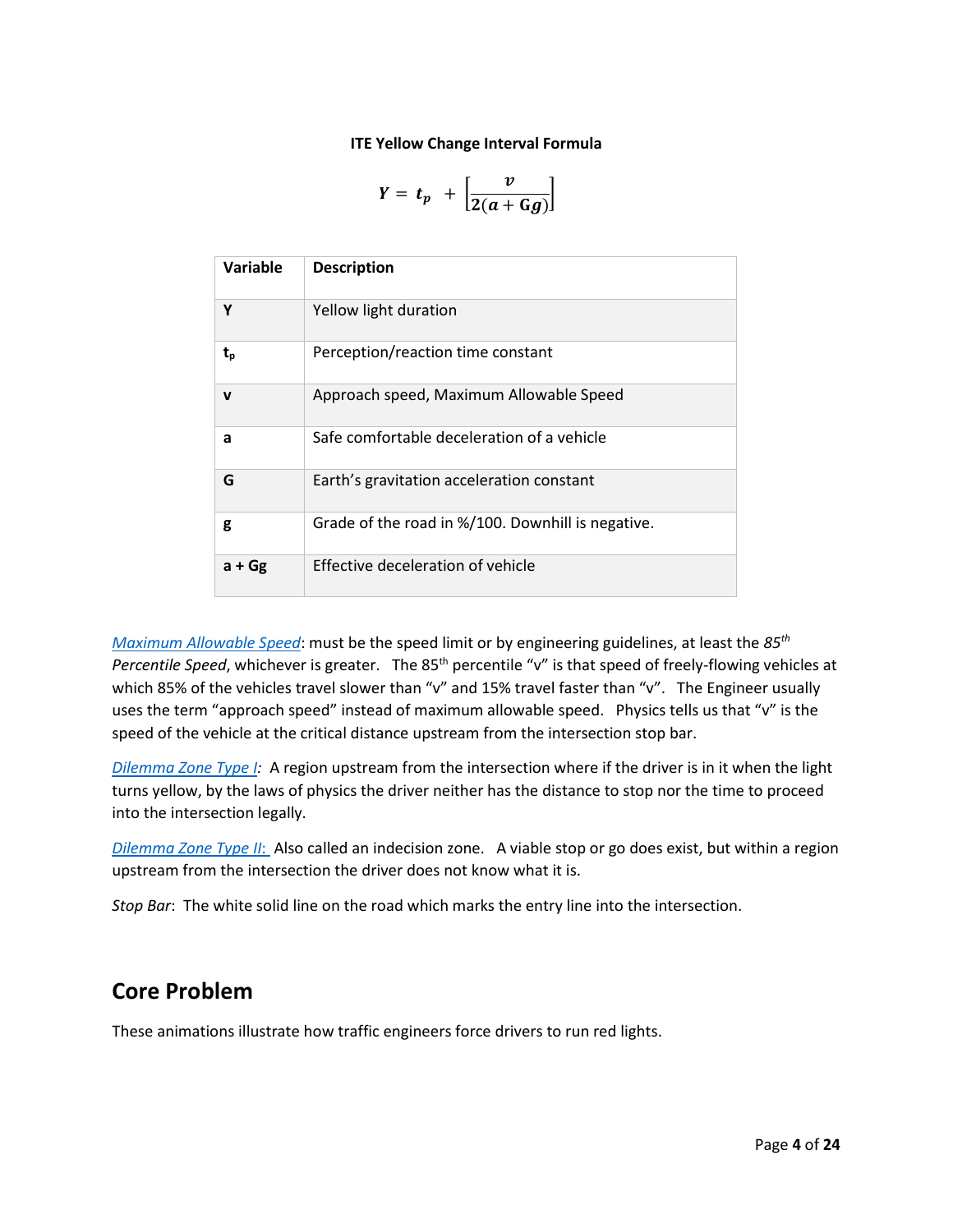**ITE Yellow Change Interval Formula**

$$Y = t_p + \left[\frac{v}{2(a + Gg)}\right]$$

| Variable | Description |
|---|---|
| **Y** | Yellow light duration |
| **$t_p$** | Perception/reaction time constant |
| **v** | Approach speed, Maximum Allowable Speed |
| **a** | Safe comfortable deceleration of a vehicle |
| **G** | Earth's gravitation acceleration constant |
| **g** | Grade of the road in %/100. Downhill is negative. |
| **a + Gg** | Effective deceleration of vehicle |

*Maximum Allowable Speed*: must be the speed limit or by engineering guidelines, at least the *85th Percentile Speed*, whichever is greater. The 85th percentile "v" is that speed of freely-flowing vehicles at which 85% of the vehicles travel slower than "v" and 15% travel faster than "v". The Engineer usually uses the term "approach speed" instead of maximum allowable speed. Physics tells us that "v" is the speed of the vehicle at the critical distance upstream from the intersection stop bar.

*Dilemma Zone Type I*: A region upstream from the intersection where if the driver is in it when the light turns yellow, by the laws of physics the driver neither has the distance to stop nor the time to proceed into the intersection legally.

*Dilemma Zone Type II:* Also called an indecision zone. A viable stop or go does exist, but within a region upstream from the intersection the driver does not know what it is.

*Stop Bar*: The white solid line on the road which marks the entry line into the intersection.

## Core Problem

These animations illustrate how traffic engineers force drivers to run red lights.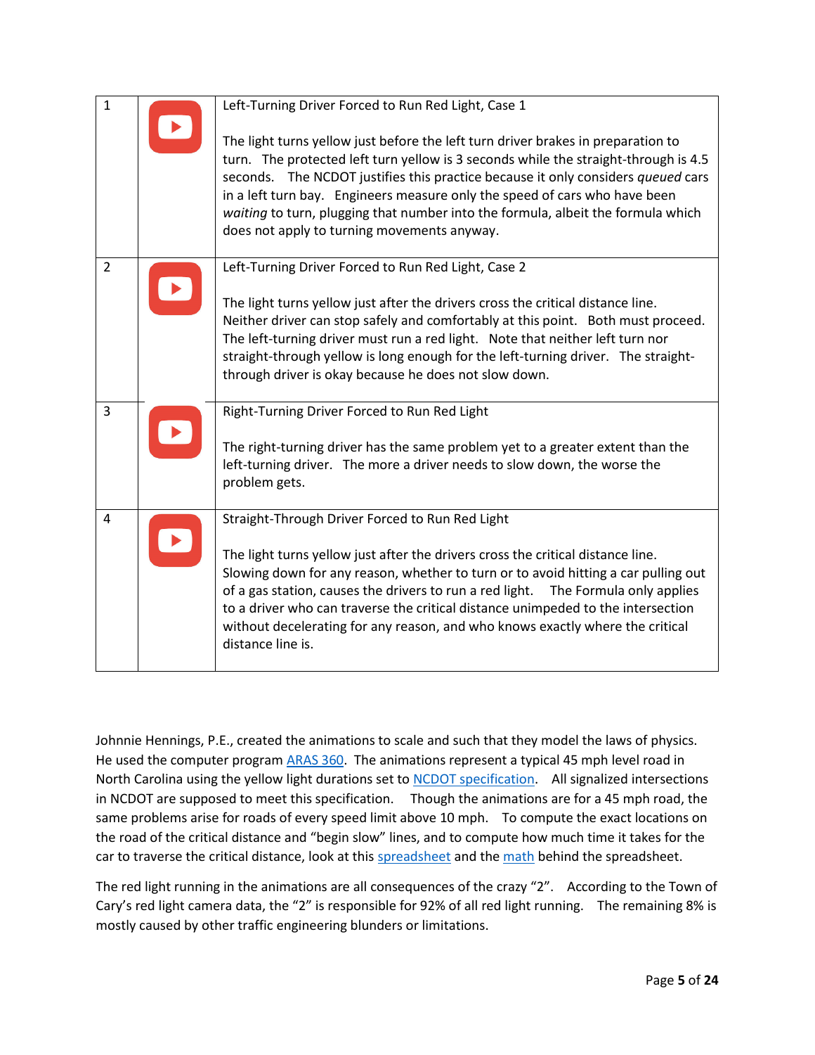| | | |
|---|---|---|
| 1 | | Left-Turning Driver Forced to Run Red Light, Case 1<br><br>The light turns yellow just before the left turn driver brakes in preparation to turn. The protected left turn yellow is 3 seconds while the straight-through is 4.5 seconds. The NCDOT justifies this practice because it only considers *queued* cars in a left turn bay. Engineers measure only the speed of cars who have been *waiting* to turn, plugging that number into the formula, albeit the formula which does not apply to turning movements anyway. |
| 2 | | Left-Turning Driver Forced to Run Red Light, Case 2<br><br>The light turns yellow just after the drivers cross the critical distance line. Neither driver can stop safely and comfortably at this point. Both must proceed. The left-turning driver must run a red light. Note that neither left turn nor straight-through yellow is long enough for the left-turning driver. The straight-through driver is okay because he does not slow down. |
| 3 | | Right-Turning Driver Forced to Run Red Light<br><br>The right-turning driver has the same problem yet to a greater extent than the left-turning driver. The more a driver needs to slow down, the worse the problem gets. |
| 4 | | Straight-Through Driver Forced to Run Red Light<br><br>The light turns yellow just after the drivers cross the critical distance line. Slowing down for any reason, whether to turn or to avoid hitting a car pulling out of a gas station, causes the drivers to run a red light. The Formula only applies to a driver who can traverse the critical distance unimpeded to the intersection without decelerating for any reason, and who knows exactly where the critical distance line is. |

Johnnie Hennings, P.E., created the animations to scale and such that they model the laws of physics. He used the computer program [ARAS 360](). The animations represent a typical 45 mph level road in North Carolina using the yellow light durations set to [NCDOT specification](). All signalized intersections in NCDOT are supposed to meet this specification. Though the animations are for a 45 mph road, the same problems arise for roads of every speed limit above 10 mph. To compute the exact locations on the road of the critical distance and "begin slow" lines, and to compute how much time it takes for the car to traverse the critical distance, look at this [spreadsheet]() and the [math]() behind the spreadsheet.

The red light running in the animations are all consequences of the crazy "2". According to the Town of Cary's red light camera data, the "2" is responsible for 92% of all red light running. The remaining 8% is mostly caused by other traffic engineering blunders or limitations.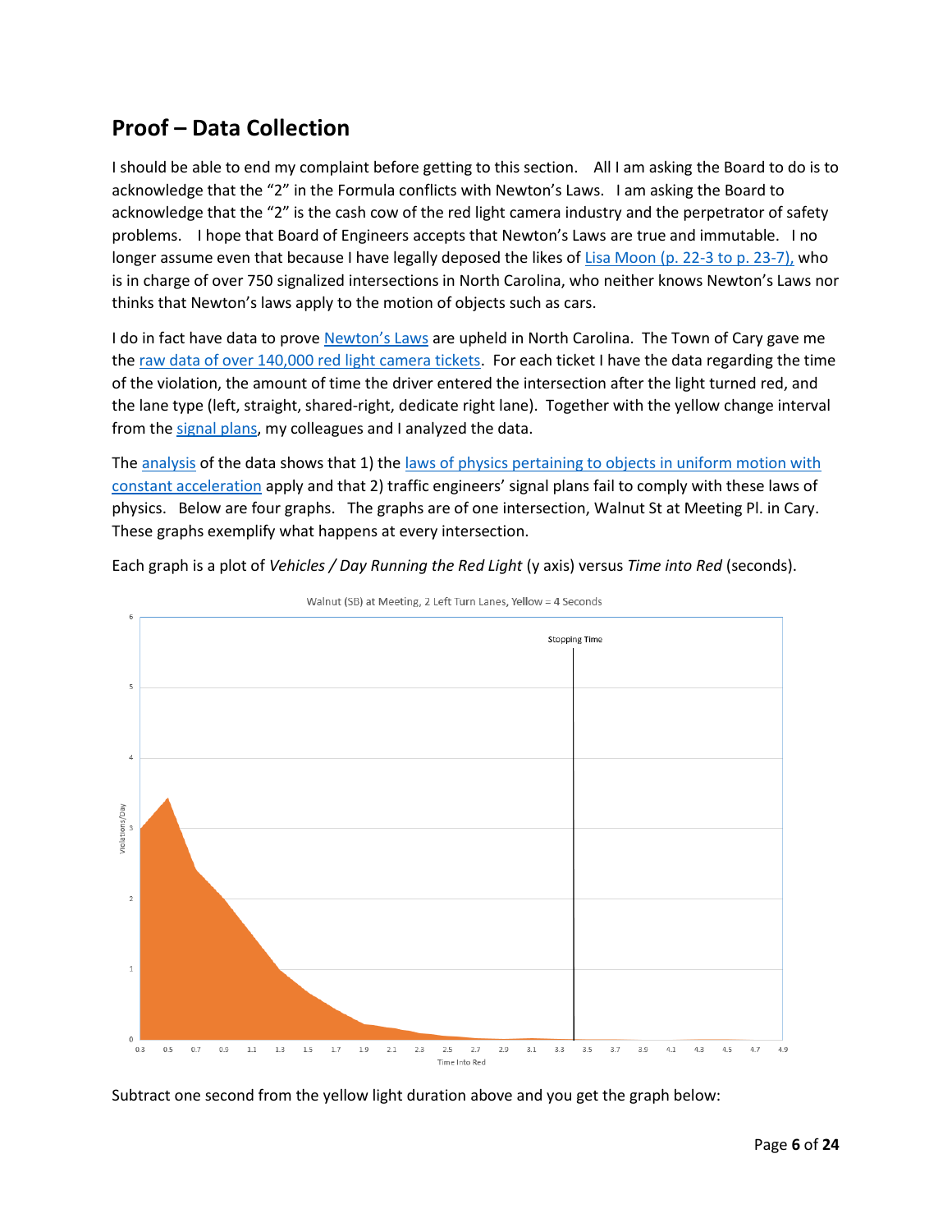## Proof – Data Collection

I should be able to end my complaint before getting to this section. All I am asking the Board to do is to acknowledge that the "2" in the Formula conflicts with Newton's Laws. I am asking the Board to acknowledge that the "2" is the cash cow of the red light camera industry and the perpetrator of safety problems. I hope that Board of Engineers accepts that Newton's Laws are true and immutable. I no longer assume even that because I have legally deposed the likes of Lisa Moon (p. 22-3 to p. 23-7), who is in charge of over 750 signalized intersections in North Carolina, who neither knows Newton's Laws nor thinks that Newton's laws apply to the motion of objects such as cars.

I do in fact have data to prove Newton's Laws are upheld in North Carolina. The Town of Cary gave me the raw data of over 140,000 red light camera tickets. For each ticket I have the data regarding the time of the violation, the amount of time the driver entered the intersection after the light turned red, and the lane type (left, straight, shared-right, dedicate right lane). Together with the yellow change interval from the signal plans, my colleagues and I analyzed the data.

The analysis of the data shows that 1) the laws of physics pertaining to objects in uniform motion with constant acceleration apply and that 2) traffic engineers' signal plans fail to comply with these laws of physics. Below are four graphs. The graphs are of one intersection, Walnut St at Meeting Pl. in Cary. These graphs exemplify what happens at every intersection.

Each graph is a plot of *Vehicles / Day Running the Red Light* (y axis) versus *Time into Red* (seconds).

Walnut (SB) at Meeting, 2 Left Turn Lanes, Yellow = 4 Seconds

Stopping Time

Violations/Day

Time Into Red

Subtract one second from the yellow light duration above and you get the graph below: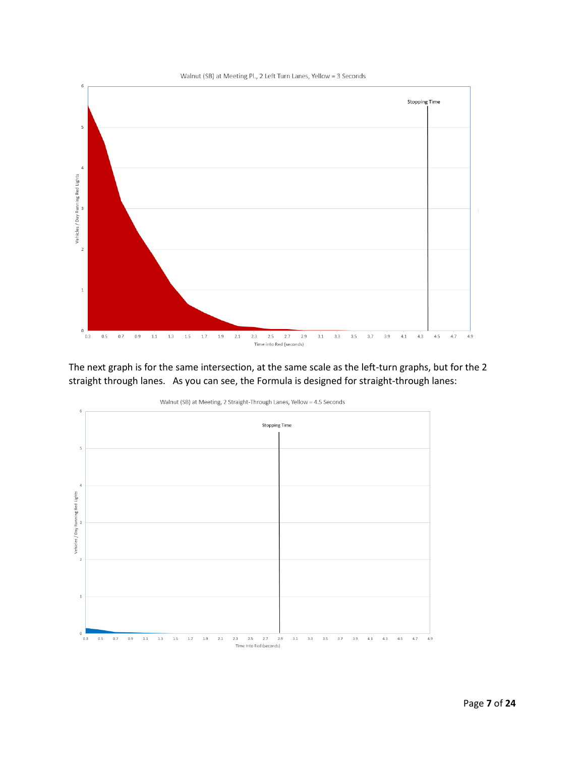Walnut (SB) at Meeting Pl., 2 Left Turn Lanes, Yellow = 3 Seconds

The next graph is for the same intersection, at the same scale as the left-turn graphs, but for the 2 straight through lanes. As you can see, the Formula is designed for straight-through lanes:

Walnut (SB) at Meeting, 2 Straight-Through Lanes, Yellow = 4.5 Seconds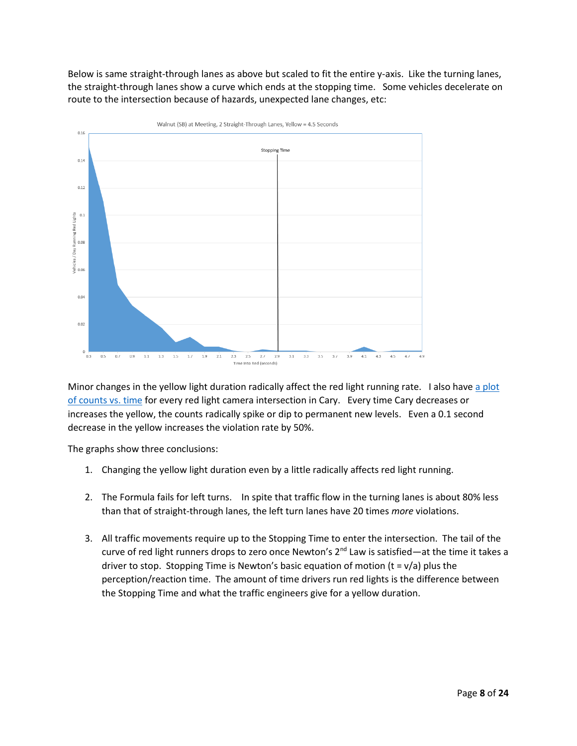Below is same straight-through lanes as above but scaled to fit the entire y-axis. Like the turning lanes, the straight-through lanes show a curve which ends at the stopping time. Some vehicles decelerate on route to the intersection because of hazards, unexpected lane changes, etc:

Minor changes in the yellow light duration radically affect the red light running rate. I also have [a plot of counts vs. time]() for every red light camera intersection in Cary. Every time Cary decreases or increases the yellow, the counts radically spike or dip to permanent new levels. Even a 0.1 second decrease in the yellow increases the violation rate by 50%.

The graphs show three conclusions:

1. Changing the yellow light duration even by a little radically affects red light running.

2. The Formula fails for left turns. In spite that traffic flow in the turning lanes is about 80% less than that of straight-through lanes, the left turn lanes have 20 times *more* violations.

3. All traffic movements require up to the Stopping Time to enter the intersection. The tail of the curve of red light runners drops to zero once Newton's 2nd Law is satisfied—at the time it takes a driver to stop. Stopping Time is Newton's basic equation of motion ($t = v/a$) plus the perception/reaction time. The amount of time drivers run red lights is the difference between the Stopping Time and what the traffic engineers give for a yellow duration.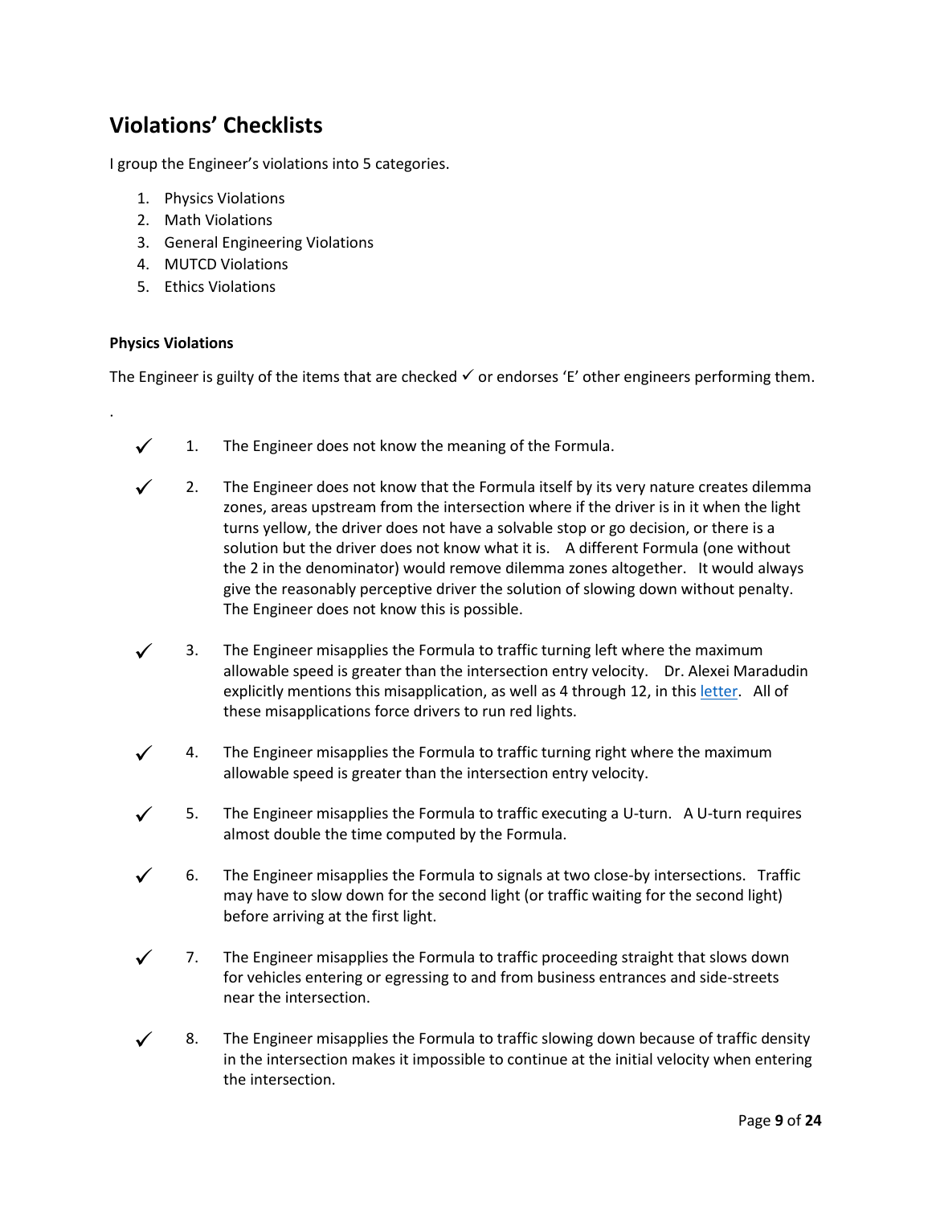## Violations' Checklists

I group the Engineer's violations into 5 categories.

1. Physics Violations
2. Math Violations
3. General Engineering Violations
4. MUTCD Violations
5. Ethics Violations

### Physics Violations

The Engineer is guilty of the items that are checked ✓ or endorses 'E' other engineers performing them.

.

- ✓ 1. The Engineer does not know the meaning of the Formula.
- ✓ 2. The Engineer does not know that the Formula itself by its very nature creates dilemma zones, areas upstream from the intersection where if the driver is in it when the light turns yellow, the driver does not have a solvable stop or go decision, or there is a solution but the driver does not know what it is. A different Formula (one without the 2 in the denominator) would remove dilemma zones altogether. It would always give the reasonably perceptive driver the solution of slowing down without penalty. The Engineer does not know this is possible.
- ✓ 3. The Engineer misapplies the Formula to traffic turning left where the maximum allowable speed is greater than the intersection entry velocity. Dr. Alexei Maradudin explicitly mentions this misapplication, as well as 4 through 12, in this letter. All of these misapplications force drivers to run red lights.
- ✓ 4. The Engineer misapplies the Formula to traffic turning right where the maximum allowable speed is greater than the intersection entry velocity.
- ✓ 5. The Engineer misapplies the Formula to traffic executing a U-turn. A U-turn requires almost double the time computed by the Formula.
- ✓ 6. The Engineer misapplies the Formula to signals at two close-by intersections. Traffic may have to slow down for the second light (or traffic waiting for the second light) before arriving at the first light.
- ✓ 7. The Engineer misapplies the Formula to traffic proceeding straight that slows down for vehicles entering or egressing to and from business entrances and side-streets near the intersection.
- ✓ 8. The Engineer misapplies the Formula to traffic slowing down because of traffic density in the intersection makes it impossible to continue at the initial velocity when entering the intersection.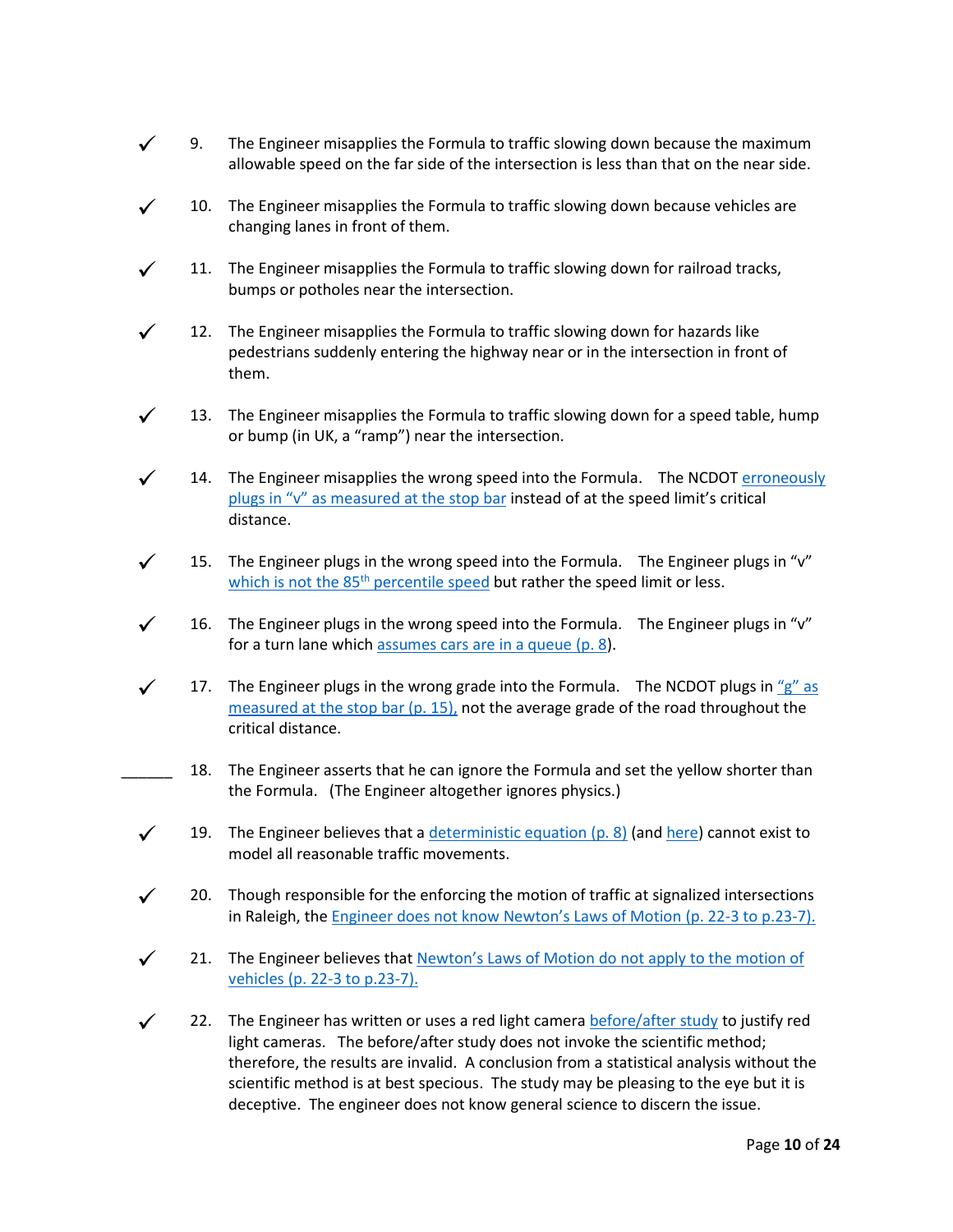✓ 9. The Engineer misapplies the Formula to traffic slowing down because the maximum allowable speed on the far side of the intersection is less than that on the near side.

✓ 10. The Engineer misapplies the Formula to traffic slowing down because vehicles are changing lanes in front of them.

✓ 11. The Engineer misapplies the Formula to traffic slowing down for railroad tracks, bumps or potholes near the intersection.

✓ 12. The Engineer misapplies the Formula to traffic slowing down for hazards like pedestrians suddenly entering the highway near or in the intersection in front of them.

✓ 13. The Engineer misapplies the Formula to traffic slowing down for a speed table, hump or bump (in UK, a "ramp") near the intersection.

✓ 14. The Engineer misapplies the wrong speed into the Formula. The NCDOT erroneously plugs in "v" as measured at the stop bar instead of at the speed limit's critical distance.

✓ 15. The Engineer plugs in the wrong speed into the Formula. The Engineer plugs in "v" which is not the 85th percentile speed but rather the speed limit or less.

✓ 16. The Engineer plugs in the wrong speed into the Formula. The Engineer plugs in "v" for a turn lane which assumes cars are in a queue (p. 8).

✓ 17. The Engineer plugs in the wrong grade into the Formula. The NCDOT plugs in "g" as measured at the stop bar (p. 15), not the average grade of the road throughout the critical distance.

______ 18. The Engineer asserts that he can ignore the Formula and set the yellow shorter than the Formula. (The Engineer altogether ignores physics.)

✓ 19. The Engineer believes that a deterministic equation (p. 8) (and here) cannot exist to model all reasonable traffic movements.

✓ 20. Though responsible for the enforcing the motion of traffic at signalized intersections in Raleigh, the Engineer does not know Newton's Laws of Motion (p. 22-3 to p.23-7).

✓ 21. The Engineer believes that Newton's Laws of Motion do not apply to the motion of vehicles (p. 22-3 to p.23-7).

✓ 22. The Engineer has written or uses a red light camera before/after study to justify red light cameras. The before/after study does not invoke the scientific method; therefore, the results are invalid. A conclusion from a statistical analysis without the scientific method is at best specious. The study may be pleasing to the eye but it is deceptive. The engineer does not know general science to discern the issue.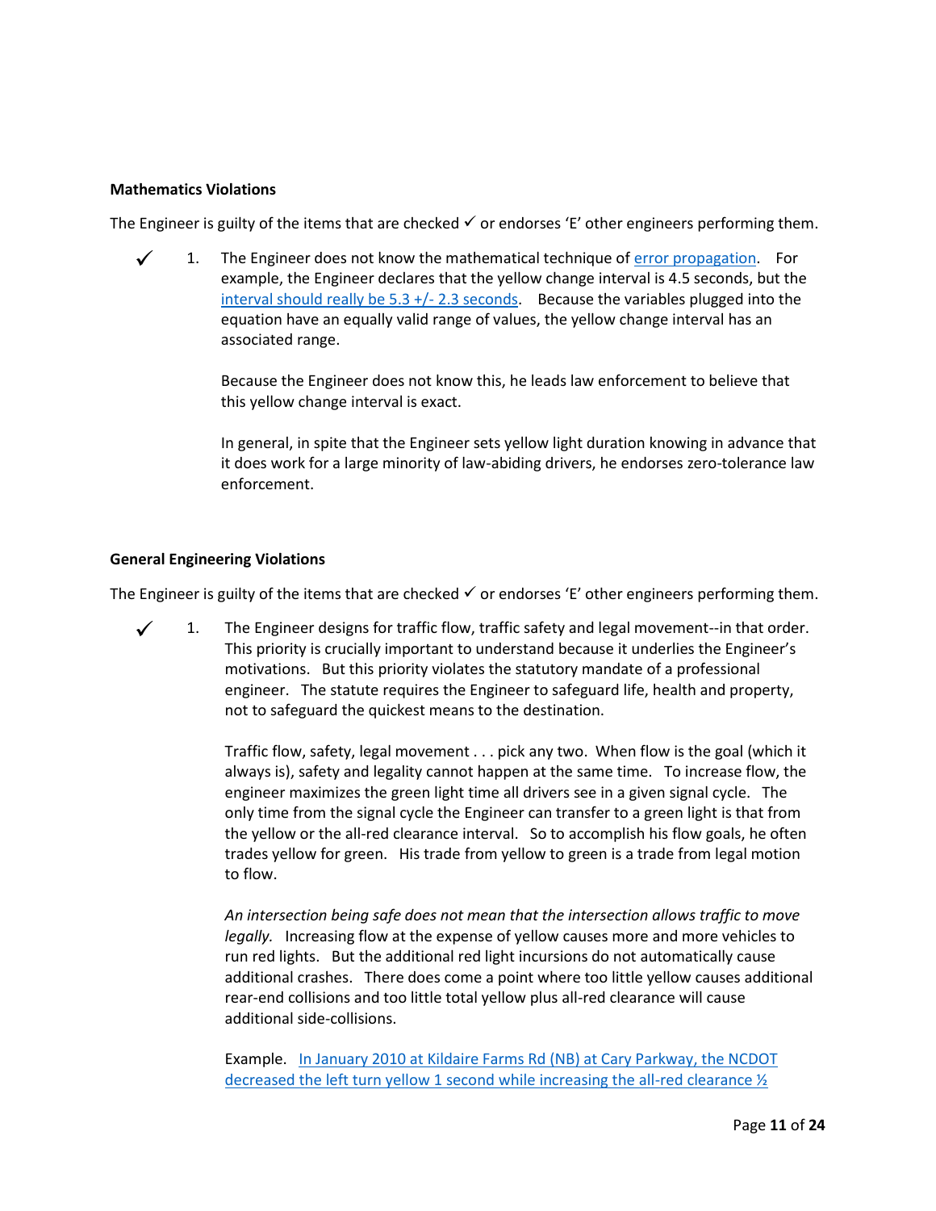**Mathematics Violations**

The Engineer is guilty of the items that are checked ✓ or endorses 'E' other engineers performing them.

✓ 1. The Engineer does not know the mathematical technique of error propagation. For example, the Engineer declares that the yellow change interval is 4.5 seconds, but the interval should really be 5.3 +/- 2.3 seconds. Because the variables plugged into the equation have an equally valid range of values, the yellow change interval has an associated range.

Because the Engineer does not know this, he leads law enforcement to believe that this yellow change interval is exact.

In general, in spite that the Engineer sets yellow light duration knowing in advance that it does work for a large minority of law-abiding drivers, he endorses zero-tolerance law enforcement.

**General Engineering Violations**

The Engineer is guilty of the items that are checked ✓ or endorses 'E' other engineers performing them.

✓ 1. The Engineer designs for traffic flow, traffic safety and legal movement--in that order. This priority is crucially important to understand because it underlies the Engineer's motivations. But this priority violates the statutory mandate of a professional engineer. The statute requires the Engineer to safeguard life, health and property, not to safeguard the quickest means to the destination.

Traffic flow, safety, legal movement . . . pick any two. When flow is the goal (which it always is), safety and legality cannot happen at the same time. To increase flow, the engineer maximizes the green light time all drivers see in a given signal cycle. The only time from the signal cycle the Engineer can transfer to a green light is that from the yellow or the all-red clearance interval. So to accomplish his flow goals, he often trades yellow for green. His trade from yellow to green is a trade from legal motion to flow.

*An intersection being safe does not mean that the intersection allows traffic to move legally.* Increasing flow at the expense of yellow causes more and more vehicles to run red lights. But the additional red light incursions do not automatically cause additional crashes. There does come a point where too little yellow causes additional rear-end collisions and too little total yellow plus all-red clearance will cause additional side-collisions.

Example. In January 2010 at Kildaire Farms Rd (NB) at Cary Parkway, the NCDOT decreased the left turn yellow 1 second while increasing the all-red clearance ½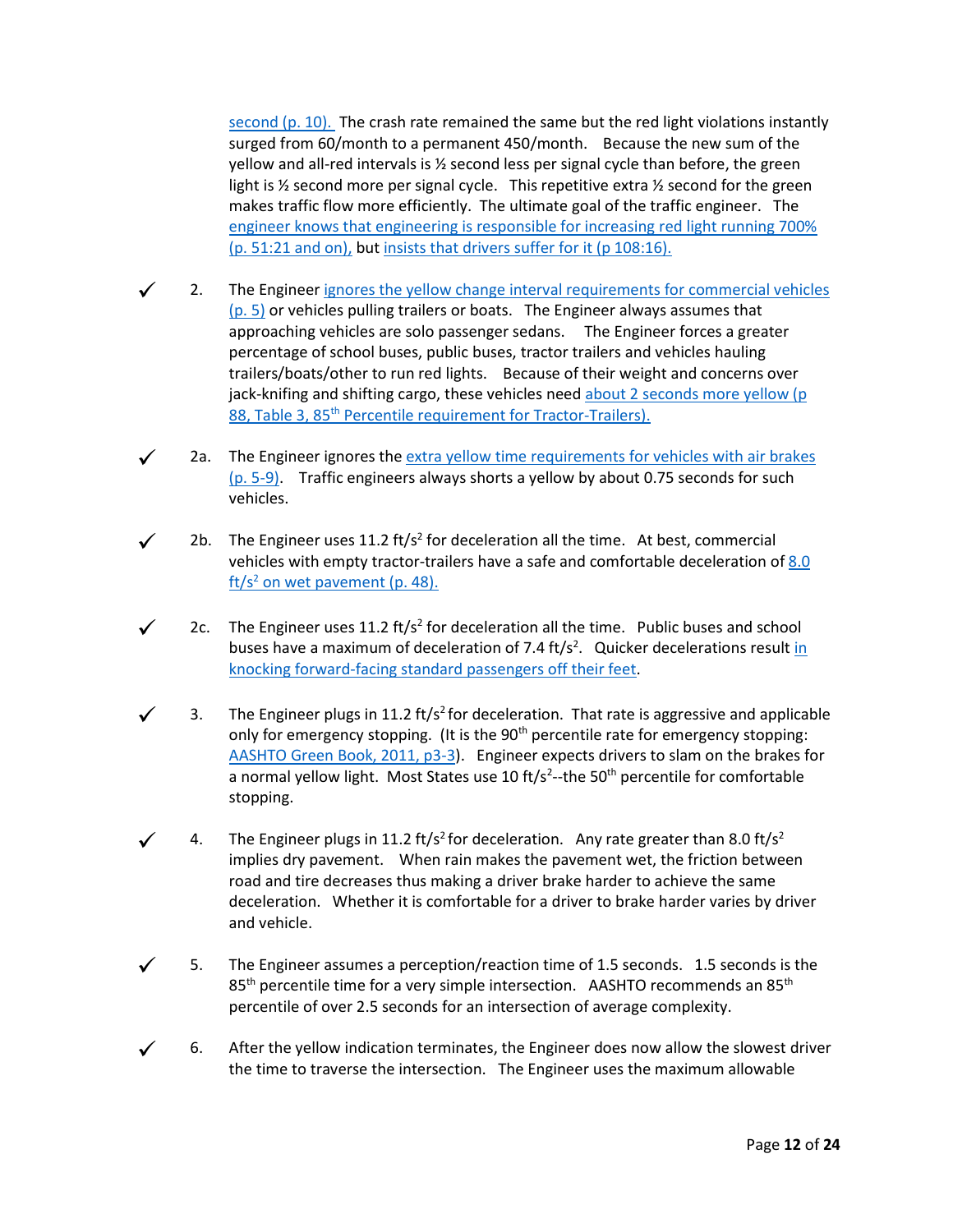second (p. 10). The crash rate remained the same but the red light violations instantly surged from 60/month to a permanent 450/month. Because the new sum of the yellow and all-red intervals is ½ second less per signal cycle than before, the green light is ½ second more per signal cycle. This repetitive extra ½ second for the green makes traffic flow more efficiently. The ultimate goal of the traffic engineer. The engineer knows that engineering is responsible for increasing red light running 700% (p. 51:21 and on), but insists that drivers suffer for it (p 108:16).

✓ 2. The Engineer ignores the yellow change interval requirements for commercial vehicles (p. 5) or vehicles pulling trailers or boats. The Engineer always assumes that approaching vehicles are solo passenger sedans. The Engineer forces a greater percentage of school buses, public buses, tractor trailers and vehicles hauling trailers/boats/other to run red lights. Because of their weight and concerns over jack-knifing and shifting cargo, these vehicles need about 2 seconds more yellow (p 88, Table 3, 85th Percentile requirement for Tractor-Trailers).

✓ 2a. The Engineer ignores the extra yellow time requirements for vehicles with air brakes (p. 5-9). Traffic engineers always shorts a yellow by about 0.75 seconds for such vehicles.

✓ 2b. The Engineer uses 11.2 ft/s$^2$ for deceleration all the time. At best, commercial vehicles with empty tractor-trailers have a safe and comfortable deceleration of 8.0 ft/s$^2$ on wet pavement (p. 48).

✓ 2c. The Engineer uses 11.2 ft/s$^2$ for deceleration all the time. Public buses and school buses have a maximum of deceleration of 7.4 ft/s$^2$. Quicker decelerations result in knocking forward-facing standard passengers off their feet.

✓ 3. The Engineer plugs in 11.2 ft/s$^2$ for deceleration. That rate is aggressive and applicable only for emergency stopping. (It is the 90th percentile rate for emergency stopping: AASHTO Green Book, 2011, p3-3). Engineer expects drivers to slam on the brakes for a normal yellow light. Most States use 10 ft/s$^2$--the 50th percentile for comfortable stopping.

✓ 4. The Engineer plugs in 11.2 ft/s$^2$ for deceleration. Any rate greater than 8.0 ft/s$^2$ implies dry pavement. When rain makes the pavement wet, the friction between road and tire decreases thus making a driver brake harder to achieve the same deceleration. Whether it is comfortable for a driver to brake harder varies by driver and vehicle.

✓ 5. The Engineer assumes a perception/reaction time of 1.5 seconds. 1.5 seconds is the 85th percentile time for a very simple intersection. AASHTO recommends an 85th percentile of over 2.5 seconds for an intersection of average complexity.

✓ 6. After the yellow indication terminates, the Engineer does now allow the slowest driver the time to traverse the intersection. The Engineer uses the maximum allowable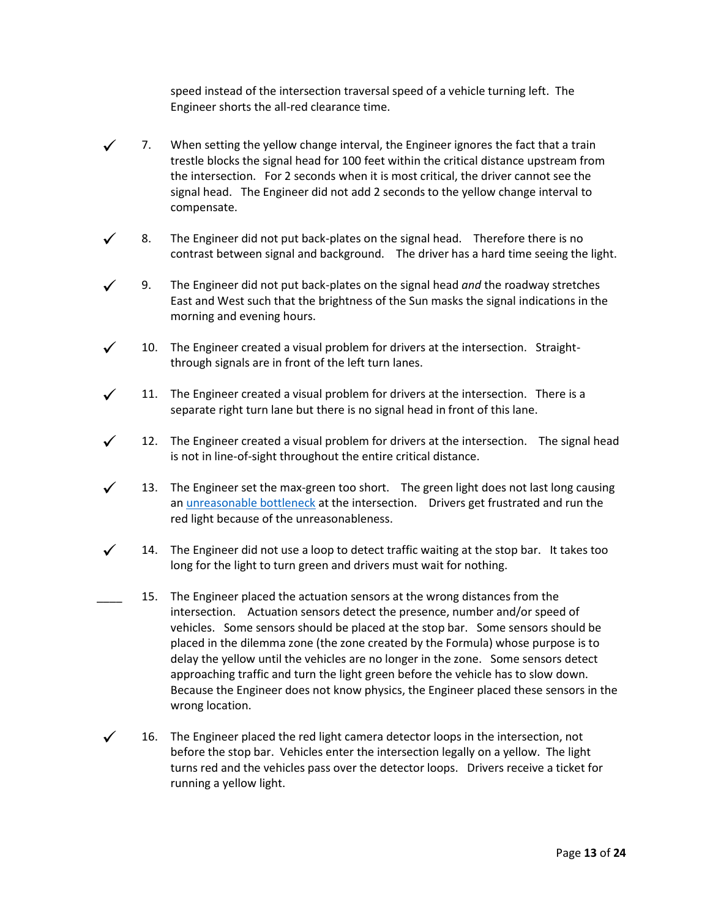speed instead of the intersection traversal speed of a vehicle turning left. The Engineer shorts the all-red clearance time.

✓ 7. When setting the yellow change interval, the Engineer ignores the fact that a train trestle blocks the signal head for 100 feet within the critical distance upstream from the intersection. For 2 seconds when it is most critical, the driver cannot see the signal head. The Engineer did not add 2 seconds to the yellow change interval to compensate.

✓ 8. The Engineer did not put back-plates on the signal head. Therefore there is no contrast between signal and background. The driver has a hard time seeing the light.

✓ 9. The Engineer did not put back-plates on the signal head *and* the roadway stretches East and West such that the brightness of the Sun masks the signal indications in the morning and evening hours.

✓ 10. The Engineer created a visual problem for drivers at the intersection. Straight-through signals are in front of the left turn lanes.

✓ 11. The Engineer created a visual problem for drivers at the intersection. There is a separate right turn lane but there is no signal head in front of this lane.

✓ 12. The Engineer created a visual problem for drivers at the intersection. The signal head is not in line-of-sight throughout the entire critical distance.

✓ 13. The Engineer set the max-green too short. The green light does not last long causing an unreasonable bottleneck at the intersection. Drivers get frustrated and run the red light because of the unreasonableness.

✓ 14. The Engineer did not use a loop to detect traffic waiting at the stop bar. It takes too long for the light to turn green and drivers must wait for nothing.

____ 15. The Engineer placed the actuation sensors at the wrong distances from the intersection. Actuation sensors detect the presence, number and/or speed of vehicles. Some sensors should be placed at the stop bar. Some sensors should be placed in the dilemma zone (the zone created by the Formula) whose purpose is to delay the yellow until the vehicles are no longer in the zone. Some sensors detect approaching traffic and turn the light green before the vehicle has to slow down. Because the Engineer does not know physics, the Engineer placed these sensors in the wrong location.

✓ 16. The Engineer placed the red light camera detector loops in the intersection, not before the stop bar. Vehicles enter the intersection legally on a yellow. The light turns red and the vehicles pass over the detector loops. Drivers receive a ticket for running a yellow light.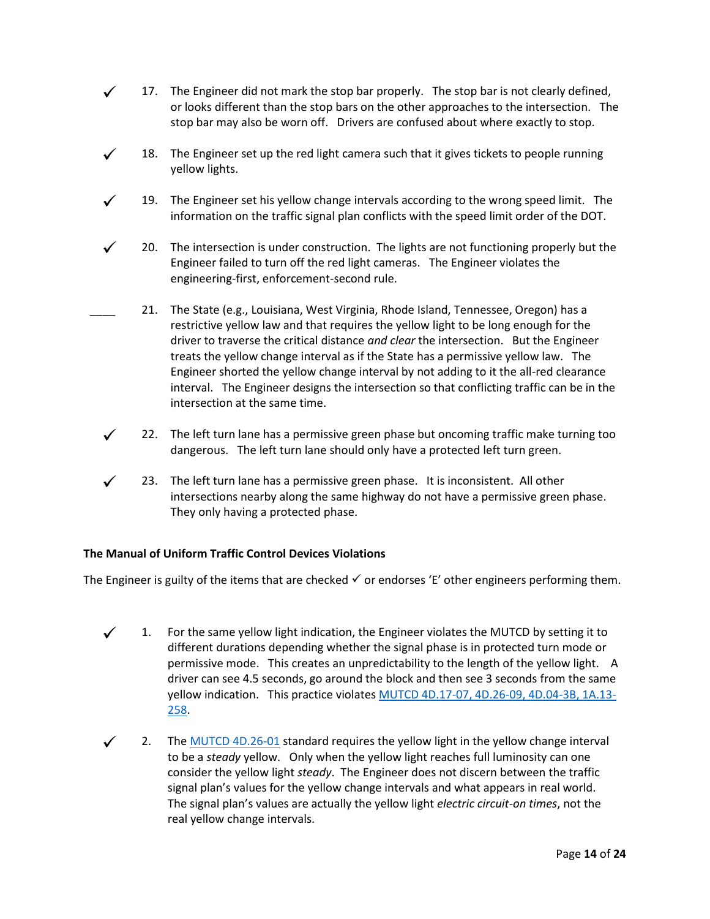✓ 17. The Engineer did not mark the stop bar properly. The stop bar is not clearly defined, or looks different than the stop bars on the other approaches to the intersection. The stop bar may also be worn off. Drivers are confused about where exactly to stop.

✓ 18. The Engineer set up the red light camera such that it gives tickets to people running yellow lights.

✓ 19. The Engineer set his yellow change intervals according to the wrong speed limit. The information on the traffic signal plan conflicts with the speed limit order of the DOT.

✓ 20. The intersection is under construction. The lights are not functioning properly but the Engineer failed to turn off the red light cameras. The Engineer violates the engineering-first, enforcement-second rule.

____ 21. The State (e.g., Louisiana, West Virginia, Rhode Island, Tennessee, Oregon) has a restrictive yellow law and that requires the yellow light to be long enough for the driver to traverse the critical distance *and clear* the intersection. But the Engineer treats the yellow change interval as if the State has a permissive yellow law. The Engineer shorted the yellow change interval by not adding to it the all-red clearance interval. The Engineer designs the intersection so that conflicting traffic can be in the intersection at the same time.

✓ 22. The left turn lane has a permissive green phase but oncoming traffic make turning too dangerous. The left turn lane should only have a protected left turn green.

✓ 23. The left turn lane has a permissive green phase. It is inconsistent. All other intersections nearby along the same highway do not have a permissive green phase. They only having a protected phase.

**The Manual of Uniform Traffic Control Devices Violations**

The Engineer is guilty of the items that are checked ✓ or endorses 'E' other engineers performing them.

✓ 1. For the same yellow light indication, the Engineer violates the MUTCD by setting it to different durations depending whether the signal phase is in protected turn mode or permissive mode. This creates an unpredictability to the length of the yellow light. A driver can see 4.5 seconds, go around the block and then see 3 seconds from the same yellow indication. This practice violates MUTCD 4D.17-07, 4D.26-09, 4D.04-3B, 1A.13-258.

✓ 2. The MUTCD 4D.26-01 standard requires the yellow light in the yellow change interval to be a *steady* yellow. Only when the yellow light reaches full luminosity can one consider the yellow light *steady*. The Engineer does not discern between the traffic signal plan's values for the yellow change intervals and what appears in real world. The signal plan's values are actually the yellow light *electric circuit-on times*, not the real yellow change intervals.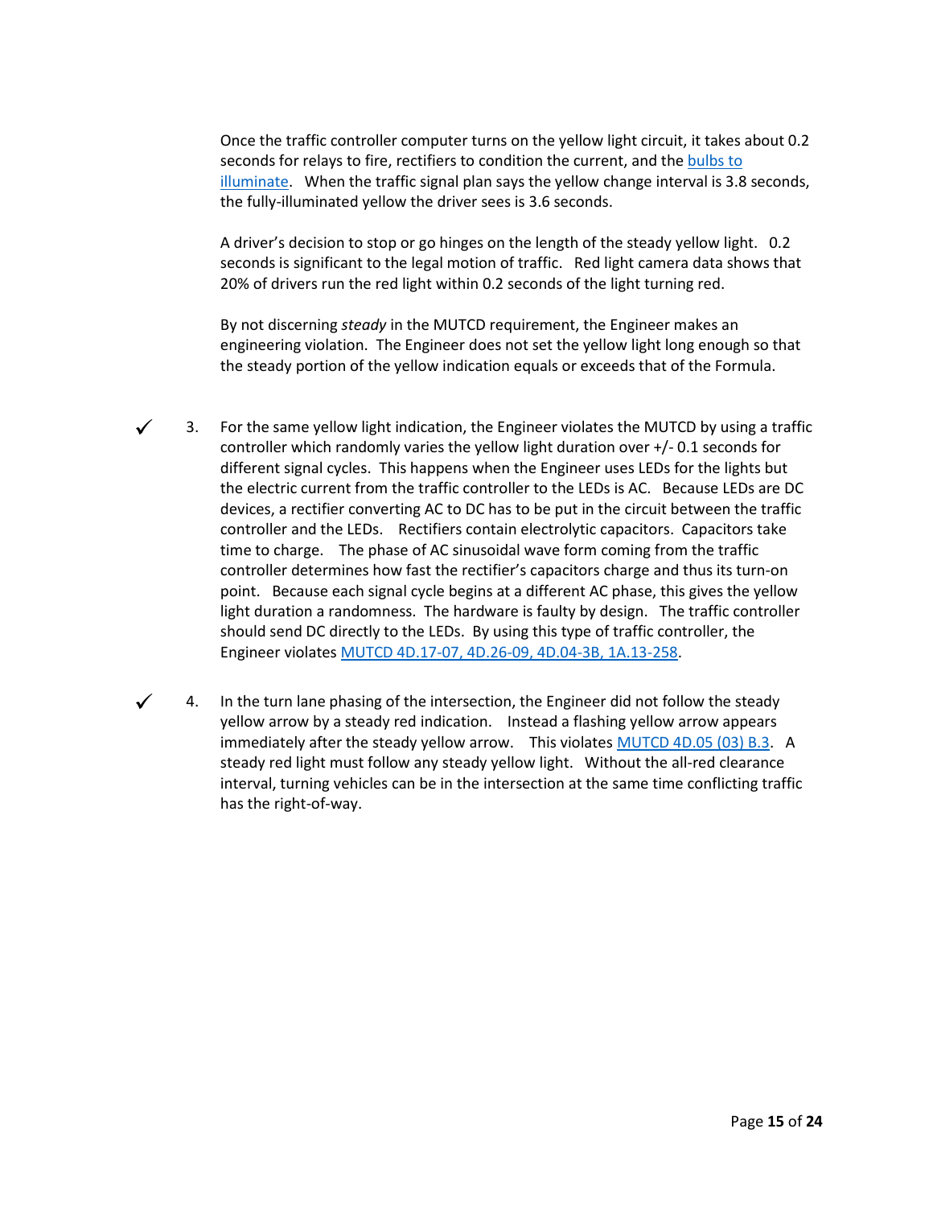Once the traffic controller computer turns on the yellow light circuit, it takes about 0.2 seconds for relays to fire, rectifiers to condition the current, and the bulbs to illuminate. When the traffic signal plan says the yellow change interval is 3.8 seconds, the fully-illuminated yellow the driver sees is 3.6 seconds.

A driver's decision to stop or go hinges on the length of the steady yellow light. 0.2 seconds is significant to the legal motion of traffic. Red light camera data shows that 20% of drivers run the red light within 0.2 seconds of the light turning red.

By not discerning *steady* in the MUTCD requirement, the Engineer makes an engineering violation. The Engineer does not set the yellow light long enough so that the steady portion of the yellow indication equals or exceeds that of the Formula.

✓ 3. For the same yellow light indication, the Engineer violates the MUTCD by using a traffic controller which randomly varies the yellow light duration over +/- 0.1 seconds for different signal cycles. This happens when the Engineer uses LEDs for the lights but the electric current from the traffic controller to the LEDs is AC. Because LEDs are DC devices, a rectifier converting AC to DC has to be put in the circuit between the traffic controller and the LEDs. Rectifiers contain electrolytic capacitors. Capacitors take time to charge. The phase of AC sinusoidal wave form coming from the traffic controller determines how fast the rectifier's capacitors charge and thus its turn-on point. Because each signal cycle begins at a different AC phase, this gives the yellow light duration a randomness. The hardware is faulty by design. The traffic controller should send DC directly to the LEDs. By using this type of traffic controller, the Engineer violates MUTCD 4D.17-07, 4D.26-09, 4D.04-3B, 1A.13-258.

✓ 4. In the turn lane phasing of the intersection, the Engineer did not follow the steady yellow arrow by a steady red indication. Instead a flashing yellow arrow appears immediately after the steady yellow arrow. This violates MUTCD 4D.05 (03) B.3. A steady red light must follow any steady yellow light. Without the all-red clearance interval, turning vehicles can be in the intersection at the same time conflicting traffic has the right-of-way.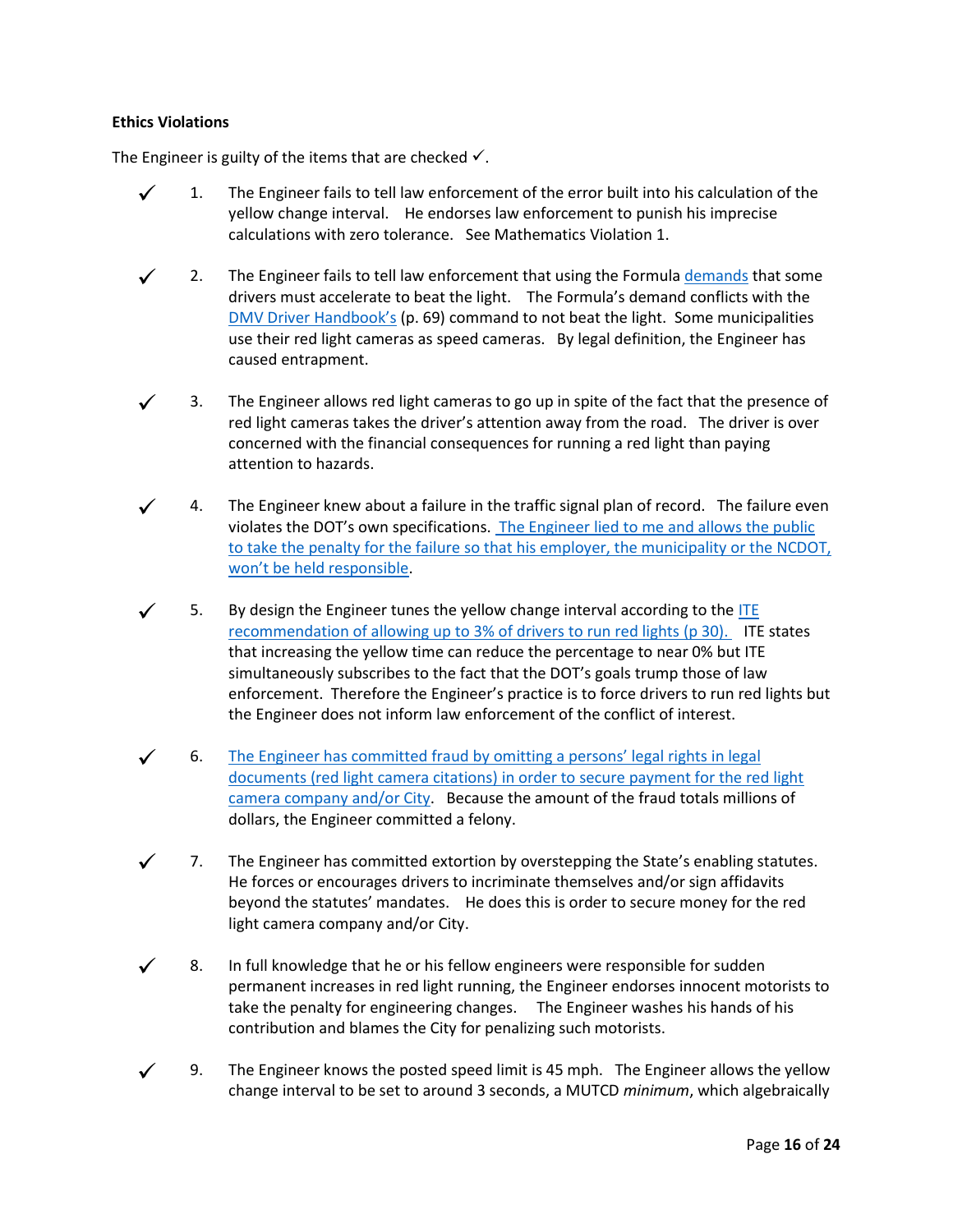**Ethics Violations**

The Engineer is guilty of the items that are checked ✓.

✓ 1. The Engineer fails to tell law enforcement of the error built into his calculation of the yellow change interval. He endorses law enforcement to punish his imprecise calculations with zero tolerance. See Mathematics Violation 1.

✓ 2. The Engineer fails to tell law enforcement that using the Formula demands that some drivers must accelerate to beat the light. The Formula's demand conflicts with the DMV Driver Handbook's (p. 69) command to not beat the light. Some municipalities use their red light cameras as speed cameras. By legal definition, the Engineer has caused entrapment.

✓ 3. The Engineer allows red light cameras to go up in spite of the fact that the presence of red light cameras takes the driver's attention away from the road. The driver is over concerned with the financial consequences for running a red light than paying attention to hazards.

✓ 4. The Engineer knew about a failure in the traffic signal plan of record. The failure even violates the DOT's own specifications. The Engineer lied to me and allows the public to take the penalty for the failure so that his employer, the municipality or the NCDOT, won't be held responsible.

✓ 5. By design the Engineer tunes the yellow change interval according to the ITE recommendation of allowing up to 3% of drivers to run red lights (p 30). ITE states that increasing the yellow time can reduce the percentage to near 0% but ITE simultaneously subscribes to the fact that the DOT's goals trump those of law enforcement. Therefore the Engineer's practice is to force drivers to run red lights but the Engineer does not inform law enforcement of the conflict of interest.

✓ 6. The Engineer has committed fraud by omitting a persons' legal rights in legal documents (red light camera citations) in order to secure payment for the red light camera company and/or City. Because the amount of the fraud totals millions of dollars, the Engineer committed a felony.

✓ 7. The Engineer has committed extortion by overstepping the State's enabling statutes. He forces or encourages drivers to incriminate themselves and/or sign affidavits beyond the statutes' mandates. He does this is order to secure money for the red light camera company and/or City.

✓ 8. In full knowledge that he or his fellow engineers were responsible for sudden permanent increases in red light running, the Engineer endorses innocent motorists to take the penalty for engineering changes. The Engineer washes his hands of his contribution and blames the City for penalizing such motorists.

✓ 9. The Engineer knows the posted speed limit is 45 mph. The Engineer allows the yellow change interval to be set to around 3 seconds, a MUTCD *minimum*, which algebraically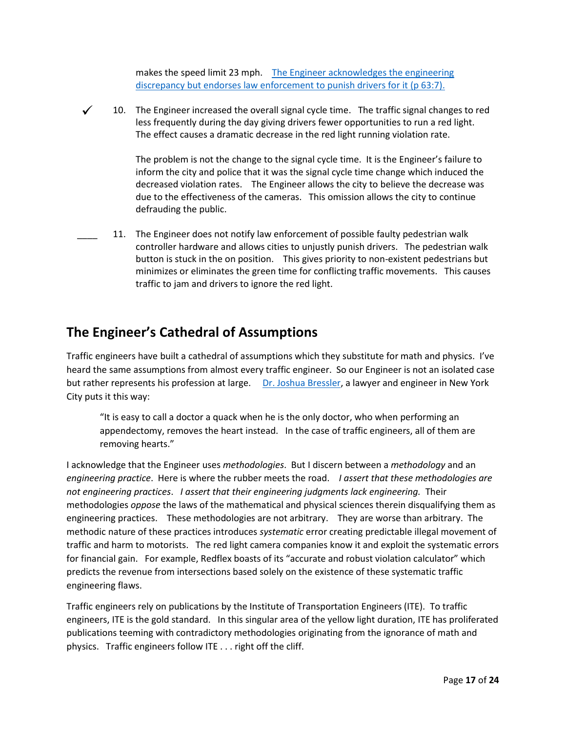makes the speed limit 23 mph. [The Engineer acknowledges the engineering discrepancy but endorses law enforcement to punish drivers for it (p 63:7).]

✓ 10. The Engineer increased the overall signal cycle time. The traffic signal changes to red less frequently during the day giving drivers fewer opportunities to run a red light. The effect causes a dramatic decrease in the red light running violation rate.

The problem is not the change to the signal cycle time. It is the Engineer's failure to inform the city and police that it was the signal cycle time change which induced the decreased violation rates. The Engineer allows the city to believe the decrease was due to the effectiveness of the cameras. This omission allows the city to continue defrauding the public.

____ 11. The Engineer does not notify law enforcement of possible faulty pedestrian walk controller hardware and allows cities to unjustly punish drivers. The pedestrian walk button is stuck in the on position. This gives priority to non-existent pedestrians but minimizes or eliminates the green time for conflicting traffic movements. This causes traffic to jam and drivers to ignore the red light.

## The Engineer's Cathedral of Assumptions

Traffic engineers have built a cathedral of assumptions which they substitute for math and physics. I've heard the same assumptions from almost every traffic engineer. So our Engineer is not an isolated case but rather represents his profession at large. Dr. Joshua Bressler, a lawyer and engineer in New York City puts it this way:

> "It is easy to call a doctor a quack when he is the only doctor, who when performing an appendectomy, removes the heart instead. In the case of traffic engineers, all of them are removing hearts."

I acknowledge that the Engineer uses *methodologies*. But I discern between a *methodology* and an *engineering practice*. Here is where the rubber meets the road. *I assert that these methodologies are not engineering practices*. *I assert that their engineering judgments lack engineering.* Their methodologies *oppose* the laws of the mathematical and physical sciences therein disqualifying them as engineering practices. These methodologies are not arbitrary. They are worse than arbitrary. The methodic nature of these practices introduces *systematic* error creating predictable illegal movement of traffic and harm to motorists. The red light camera companies know it and exploit the systematic errors for financial gain. For example, Redflex boasts of its "accurate and robust violation calculator" which predicts the revenue from intersections based solely on the existence of these systematic traffic engineering flaws.

Traffic engineers rely on publications by the Institute of Transportation Engineers (ITE). To traffic engineers, ITE is the gold standard. In this singular area of the yellow light duration, ITE has proliferated publications teeming with contradictory methodologies originating from the ignorance of math and physics. Traffic engineers follow ITE . . . right off the cliff.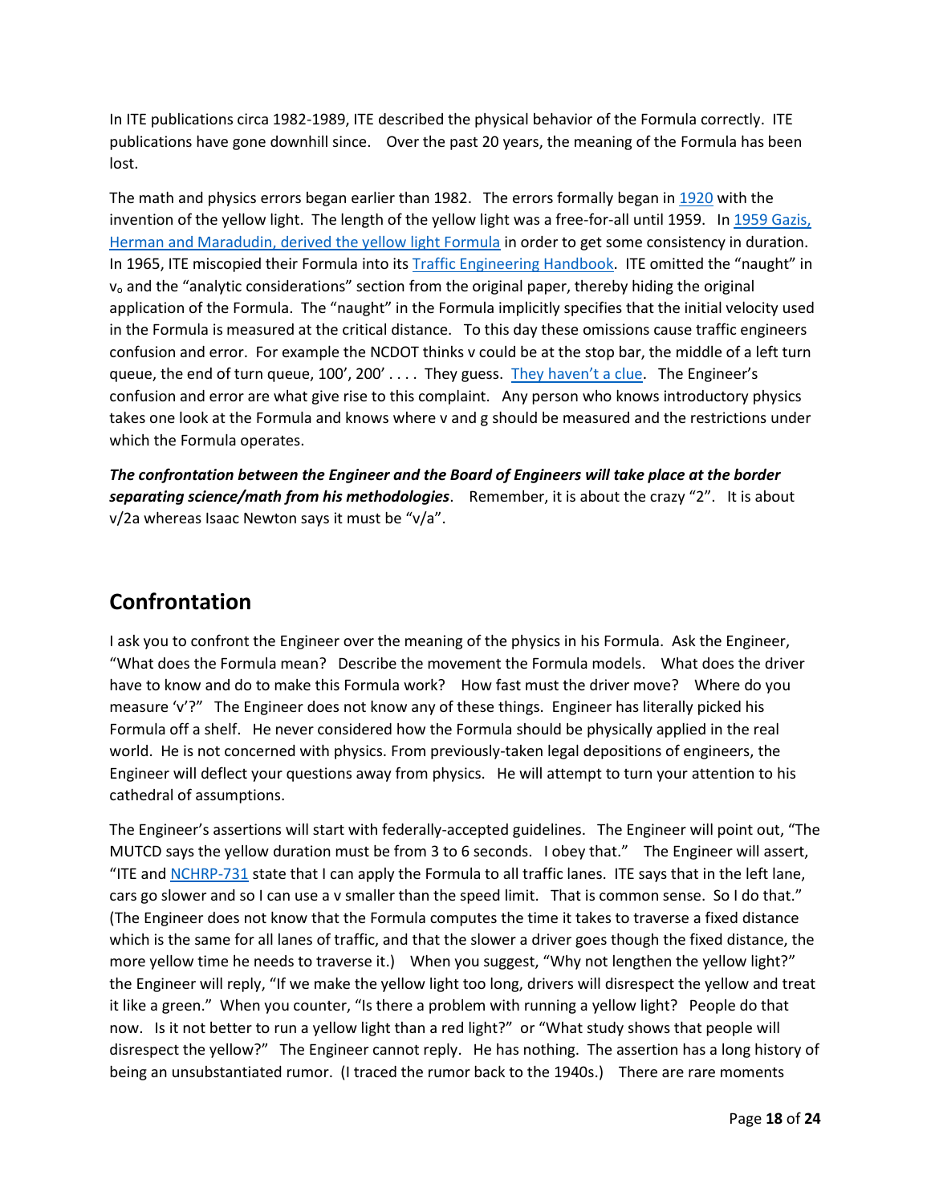In ITE publications circa 1982-1989, ITE described the physical behavior of the Formula correctly. ITE publications have gone downhill since. Over the past 20 years, the meaning of the Formula has been lost.

The math and physics errors began earlier than 1982. The errors formally began in 1920 with the invention of the yellow light. The length of the yellow light was a free-for-all until 1959. In 1959 Gazis, Herman and Maradudin, derived the yellow light Formula in order to get some consistency in duration. In 1965, ITE miscopied their Formula into its Traffic Engineering Handbook. ITE omitted the "naught" in $v_o$ and the "analytic considerations" section from the original paper, thereby hiding the original application of the Formula. The "naught" in the Formula implicitly specifies that the initial velocity used in the Formula is measured at the critical distance. To this day these omissions cause traffic engineers confusion and error. For example the NCDOT thinks v could be at the stop bar, the middle of a left turn queue, the end of turn queue, 100', 200' . . . . They guess. They haven't a clue. The Engineer's confusion and error are what give rise to this complaint. Any person who knows introductory physics takes one look at the Formula and knows where v and g should be measured and the restrictions under which the Formula operates.

***The confrontation between the Engineer and the Board of Engineers will take place at the border separating science/math from his methodologies***. Remember, it is about the crazy "2". It is about v/2a whereas Isaac Newton says it must be "v/a".

## Confrontation

I ask you to confront the Engineer over the meaning of the physics in his Formula. Ask the Engineer, "What does the Formula mean? Describe the movement the Formula models. What does the driver have to know and do to make this Formula work? How fast must the driver move? Where do you measure 'v'?" The Engineer does not know any of these things. Engineer has literally picked his Formula off a shelf. He never considered how the Formula should be physically applied in the real world. He is not concerned with physics. From previously-taken legal depositions of engineers, the Engineer will deflect your questions away from physics. He will attempt to turn your attention to his cathedral of assumptions.

The Engineer's assertions will start with federally-accepted guidelines. The Engineer will point out, "The MUTCD says the yellow duration must be from 3 to 6 seconds. I obey that." The Engineer will assert, "ITE and NCHRP-731 state that I can apply the Formula to all traffic lanes. ITE says that in the left lane, cars go slower and so I can use a v smaller than the speed limit. That is common sense. So I do that." (The Engineer does not know that the Formula computes the time it takes to traverse a fixed distance which is the same for all lanes of traffic, and that the slower a driver goes though the fixed distance, the more yellow time he needs to traverse it.) When you suggest, "Why not lengthen the yellow light?" the Engineer will reply, "If we make the yellow light too long, drivers will disrespect the yellow and treat it like a green." When you counter, "Is there a problem with running a yellow light? People do that now. Is it not better to run a yellow light than a red light?" or "What study shows that people will disrespect the yellow?" The Engineer cannot reply. He has nothing. The assertion has a long history of being an unsubstantiated rumor. (I traced the rumor back to the 1940s.) There are rare moments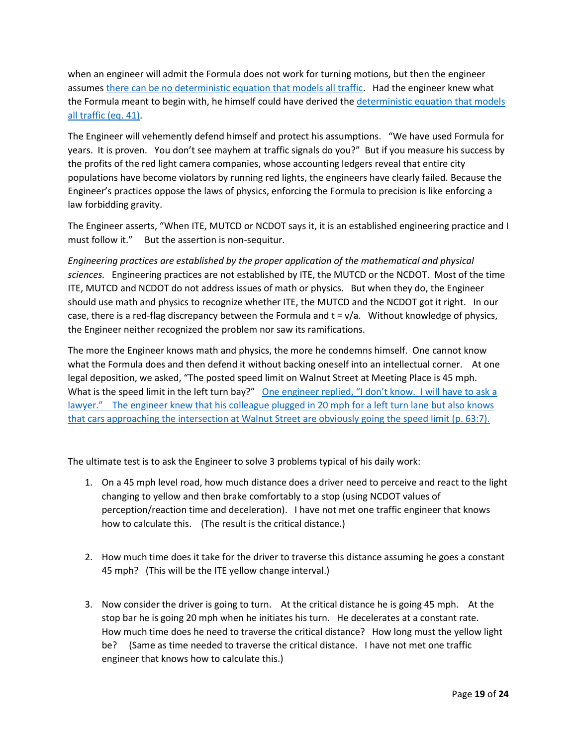when an engineer will admit the Formula does not work for turning motions, but then the engineer assumes there can be no deterministic equation that models all traffic. Had the engineer knew what the Formula meant to begin with, he himself could have derived the deterministic equation that models all traffic (eq. 41).

The Engineer will vehemently defend himself and protect his assumptions. "We have used Formula for years. It is proven. You don't see mayhem at traffic signals do you?" But if you measure his success by the profits of the red light camera companies, whose accounting ledgers reveal that entire city populations have become violators by running red lights, the engineers have clearly failed. Because the Engineer's practices oppose the laws of physics, enforcing the Formula to precision is like enforcing a law forbidding gravity.

The Engineer asserts, "When ITE, MUTCD or NCDOT says it, it is an established engineering practice and I must follow it." But the assertion is non-sequitur.

*Engineering practices are established by the proper application of the mathematical and physical sciences.* Engineering practices are not established by ITE, the MUTCD or the NCDOT. Most of the time ITE, MUTCD and NCDOT do not address issues of math or physics. But when they do, the Engineer should use math and physics to recognize whether ITE, the MUTCD and the NCDOT got it right. In our case, there is a red-flag discrepancy between the Formula and $t = v/a$. Without knowledge of physics, the Engineer neither recognized the problem nor saw its ramifications.

The more the Engineer knows math and physics, the more he condemns himself. One cannot know what the Formula does and then defend it without backing oneself into an intellectual corner. At one legal deposition, we asked, "The posted speed limit on Walnut Street at Meeting Place is 45 mph. What is the speed limit in the left turn bay?" One engineer replied, "I don't know. I will have to ask a lawyer." The engineer knew that his colleague plugged in 20 mph for a left turn lane but also knows that cars approaching the intersection at Walnut Street are obviously going the speed limit (p. 63:7).

The ultimate test is to ask the Engineer to solve 3 problems typical of his daily work:

1. On a 45 mph level road, how much distance does a driver need to perceive and react to the light changing to yellow and then brake comfortably to a stop (using NCDOT values of perception/reaction time and deceleration). I have not met one traffic engineer that knows how to calculate this. (The result is the critical distance.)

2. How much time does it take for the driver to traverse this distance assuming he goes a constant 45 mph? (This will be the ITE yellow change interval.)

3. Now consider the driver is going to turn. At the critical distance he is going 45 mph. At the stop bar he is going 20 mph when he initiates his turn. He decelerates at a constant rate. How much time does he need to traverse the critical distance? How long must the yellow light be? (Same as time needed to traverse the critical distance. I have not met one traffic engineer that knows how to calculate this.)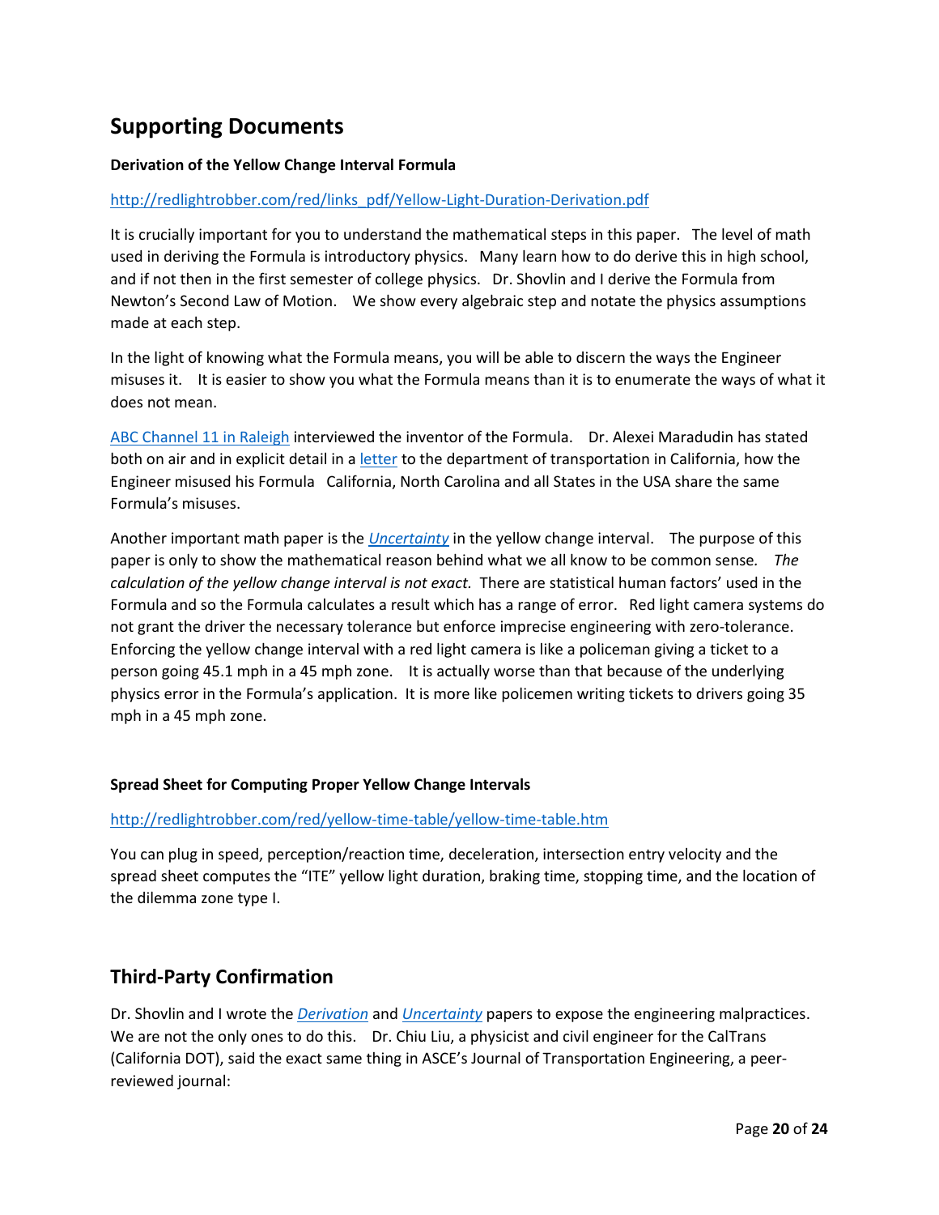## Supporting Documents

### Derivation of the Yellow Change Interval Formula

http://redlightrobber.com/red/links_pdf/Yellow-Light-Duration-Derivation.pdf

It is crucially important for you to understand the mathematical steps in this paper. The level of math used in deriving the Formula is introductory physics. Many learn how to do derive this in high school, and if not then in the first semester of college physics. Dr. Shovlin and I derive the Formula from Newton's Second Law of Motion. We show every algebraic step and notate the physics assumptions made at each step.

In the light of knowing what the Formula means, you will be able to discern the ways the Engineer misuses it. It is easier to show you what the Formula means than it is to enumerate the ways of what it does not mean.

ABC Channel 11 in Raleigh interviewed the inventor of the Formula. Dr. Alexei Maradudin has stated both on air and in explicit detail in a letter to the department of transportation in California, how the Engineer misused his Formula California, North Carolina and all States in the USA share the same Formula's misuses.

Another important math paper is the *Uncertainty* in the yellow change interval. The purpose of this paper is only to show the mathematical reason behind what we all know to be common sense. *The calculation of the yellow change interval is not exact.* There are statistical human factors' used in the Formula and so the Formula calculates a result which has a range of error. Red light camera systems do not grant the driver the necessary tolerance but enforce imprecise engineering with zero-tolerance. Enforcing the yellow change interval with a red light camera is like a policeman giving a ticket to a person going 45.1 mph in a 45 mph zone. It is actually worse than that because of the underlying physics error in the Formula's application. It is more like policemen writing tickets to drivers going 35 mph in a 45 mph zone.

### Spread Sheet for Computing Proper Yellow Change Intervals

http://redlightrobber.com/red/yellow-time-table/yellow-time-table.htm

You can plug in speed, perception/reaction time, deceleration, intersection entry velocity and the spread sheet computes the "ITE" yellow light duration, braking time, stopping time, and the location of the dilemma zone type I.

## Third-Party Confirmation

Dr. Shovlin and I wrote the *Derivation* and *Uncertainty* papers to expose the engineering malpractices. We are not the only ones to do this. Dr. Chiu Liu, a physicist and civil engineer for the CalTrans (California DOT), said the exact same thing in ASCE's Journal of Transportation Engineering, a peer-reviewed journal: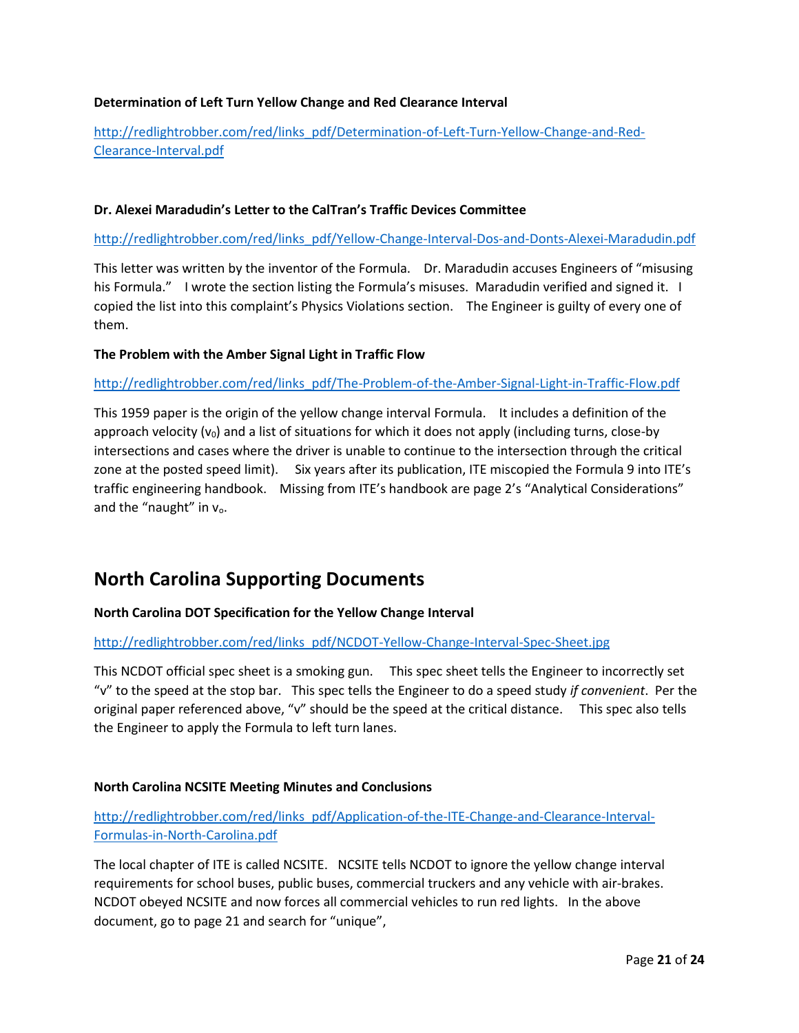**Determination of Left Turn Yellow Change and Red Clearance Interval**

http://redlightrobber.com/red/links_pdf/Determination-of-Left-Turn-Yellow-Change-and-Red-Clearance-Interval.pdf

**Dr. Alexei Maradudin's Letter to the CalTran's Traffic Devices Committee**

http://redlightrobber.com/red/links_pdf/Yellow-Change-Interval-Dos-and-Donts-Alexei-Maradudin.pdf

This letter was written by the inventor of the Formula. Dr. Maradudin accuses Engineers of "misusing his Formula." I wrote the section listing the Formula's misuses. Maradudin verified and signed it. I copied the list into this complaint's Physics Violations section. The Engineer is guilty of every one of them.

**The Problem with the Amber Signal Light in Traffic Flow**

http://redlightrobber.com/red/links_pdf/The-Problem-of-the-Amber-Signal-Light-in-Traffic-Flow.pdf

This 1959 paper is the origin of the yellow change interval Formula. It includes a definition of the approach velocity ($v_0$) and a list of situations for which it does not apply (including turns, close-by intersections and cases where the driver is unable to continue to the intersection through the critical zone at the posted speed limit). Six years after its publication, ITE miscopied the Formula 9 into ITE's traffic engineering handbook. Missing from ITE's handbook are page 2's "Analytical Considerations" and the "naught" in $v_o$.

## North Carolina Supporting Documents

**North Carolina DOT Specification for the Yellow Change Interval**

http://redlightrobber.com/red/links_pdf/NCDOT-Yellow-Change-Interval-Spec-Sheet.jpg

This NCDOT official spec sheet is a smoking gun. This spec sheet tells the Engineer to incorrectly set "v" to the speed at the stop bar. This spec tells the Engineer to do a speed study *if convenient*. Per the original paper referenced above, "v" should be the speed at the critical distance. This spec also tells the Engineer to apply the Formula to left turn lanes.

**North Carolina NCSITE Meeting Minutes and Conclusions**

http://redlightrobber.com/red/links_pdf/Application-of-the-ITE-Change-and-Clearance-Interval-Formulas-in-North-Carolina.pdf

The local chapter of ITE is called NCSITE. NCSITE tells NCDOT to ignore the yellow change interval requirements for school buses, public buses, commercial truckers and any vehicle with air-brakes. NCDOT obeyed NCSITE and now forces all commercial vehicles to run red lights. In the above document, go to page 21 and search for "unique",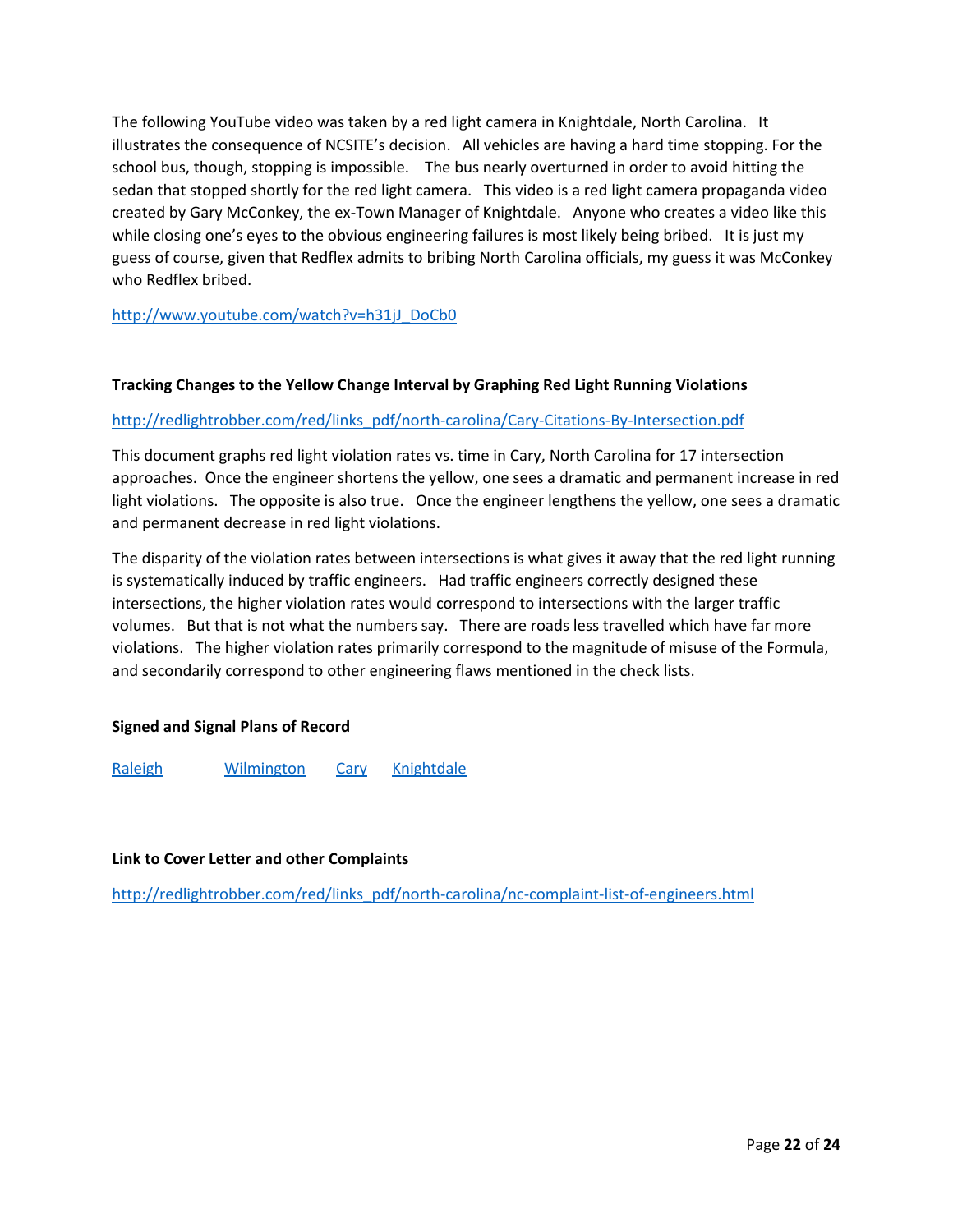The following YouTube video was taken by a red light camera in Knightdale, North Carolina. It illustrates the consequence of NCSITE's decision. All vehicles are having a hard time stopping. For the school bus, though, stopping is impossible. The bus nearly overturned in order to avoid hitting the sedan that stopped shortly for the red light camera. This video is a red light camera propaganda video created by Gary McConkey, the ex-Town Manager of Knightdale. Anyone who creates a video like this while closing one's eyes to the obvious engineering failures is most likely being bribed. It is just my guess of course, given that Redflex admits to bribing North Carolina officials, my guess it was McConkey who Redflex bribed.

http://www.youtube.com/watch?v=h31jJ_DoCb0

**Tracking Changes to the Yellow Change Interval by Graphing Red Light Running Violations**

http://redlightrobber.com/red/links_pdf/north-carolina/Cary-Citations-By-Intersection.pdf

This document graphs red light violation rates vs. time in Cary, North Carolina for 17 intersection approaches. Once the engineer shortens the yellow, one sees a dramatic and permanent increase in red light violations. The opposite is also true. Once the engineer lengthens the yellow, one sees a dramatic and permanent decrease in red light violations.

The disparity of the violation rates between intersections is what gives it away that the red light running is systematically induced by traffic engineers. Had traffic engineers correctly designed these intersections, the higher violation rates would correspond to intersections with the larger traffic volumes. But that is not what the numbers say. There are roads less travelled which have far more violations. The higher violation rates primarily correspond to the magnitude of misuse of the Formula, and secondarily correspond to other engineering flaws mentioned in the check lists.

**Signed and Signal Plans of Record**

Raleigh Wilmington Cary Knightdale

**Link to Cover Letter and other Complaints**

http://redlightrobber.com/red/links_pdf/north-carolina/nc-complaint-list-of-engineers.html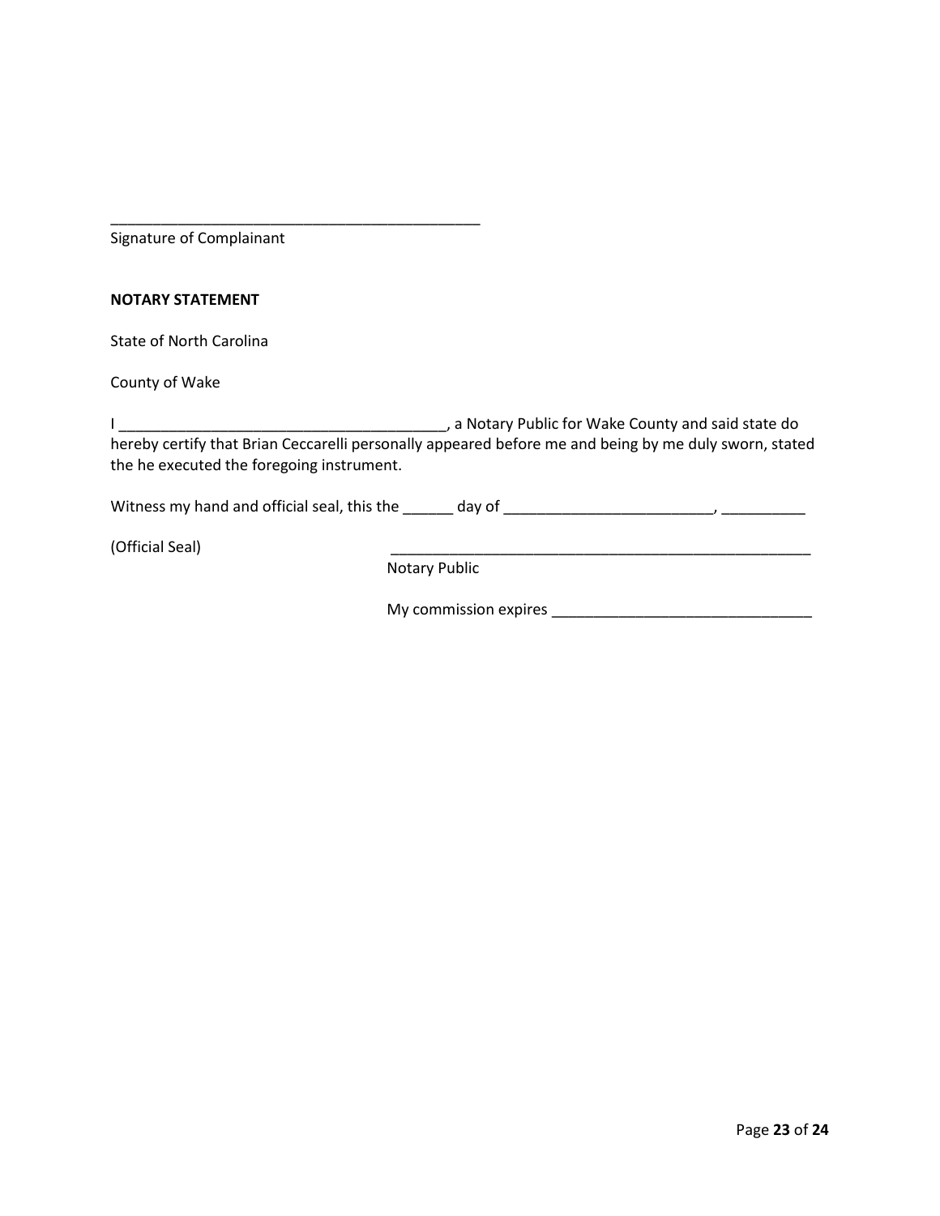_____________________________________________
Signature of Complainant

**NOTARY STATEMENT**

State of North Carolina

County of Wake

I _______________________________________, a Notary Public for Wake County and said state do hereby certify that Brian Ceccarelli personally appeared before me and being by me duly sworn, stated the he executed the foregoing instrument.

Witness my hand and official seal, this the ______ day of _________________________, __________

(Official Seal)

___________________________________________________
Notary Public

My commission expires _______________________________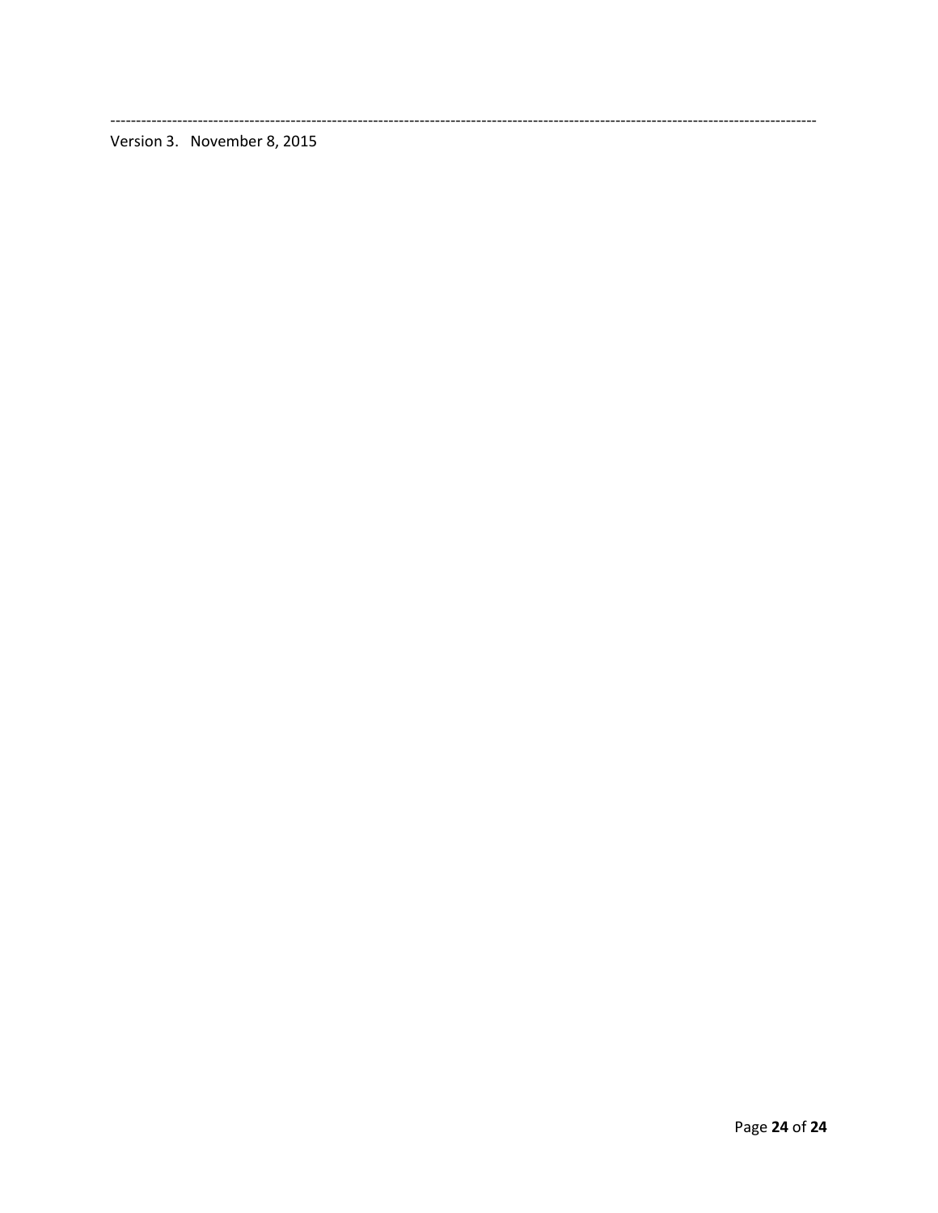--------------------------------------------------------------------------------------------------------------------------------------------

Version 3. November 8, 2015